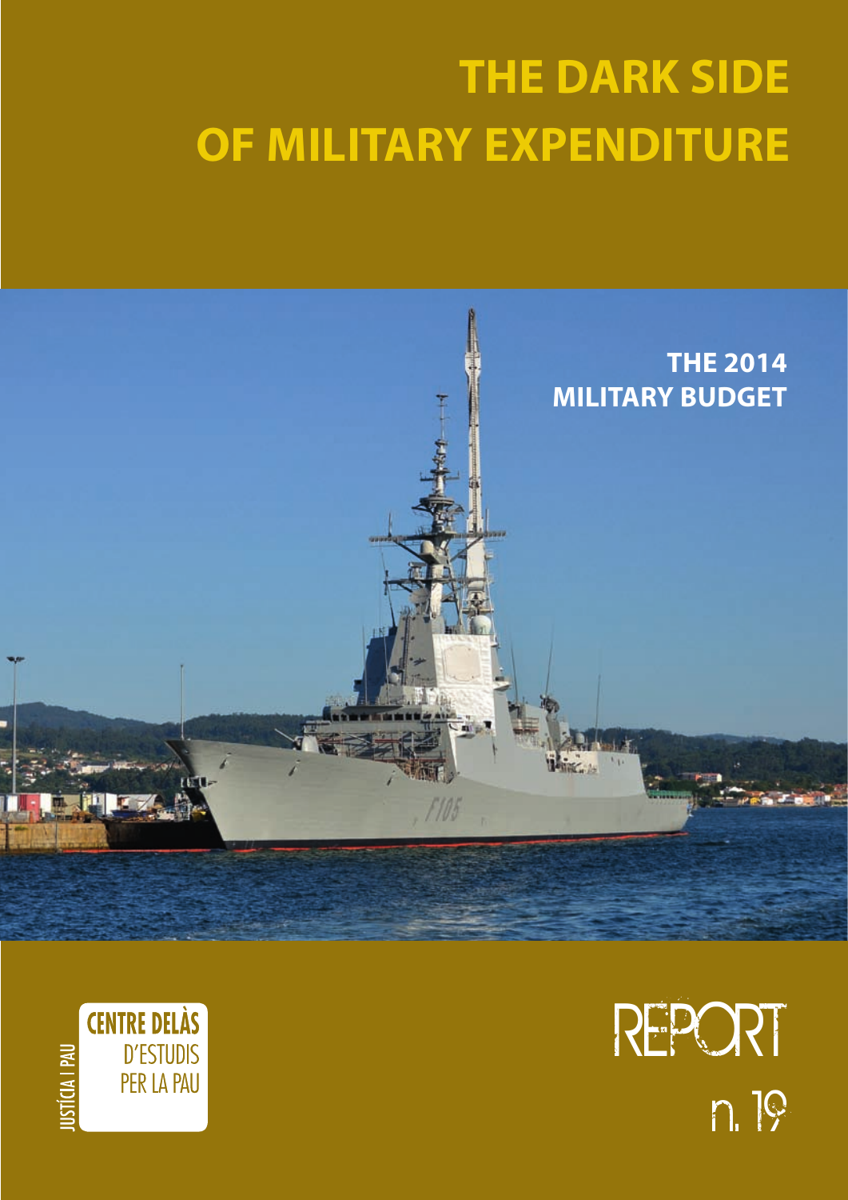# THE DARK SIDE OF MILITARY EXPENDITURE

## THE 2014 MILITARY BUDGET

JUSTÍCIA I PAU

CENTRE DELÀS D'ESTUDIS PER LA PAU

REPORT

n. 19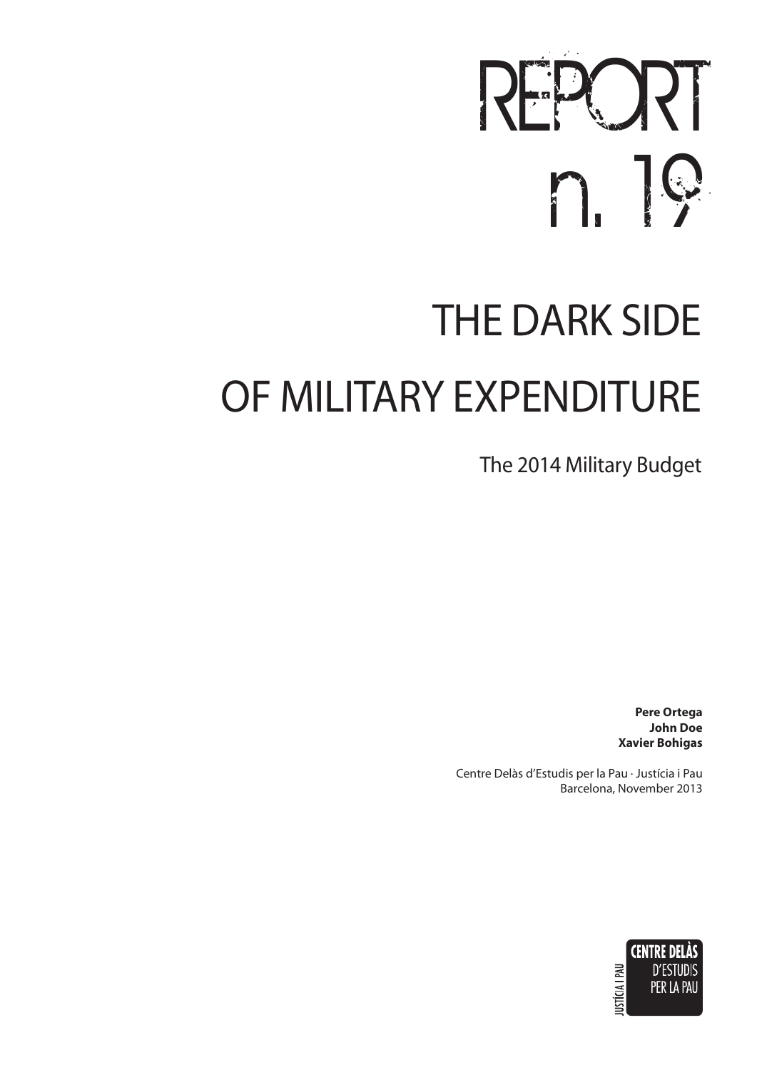# REPORT n. 19

# THE DARK SIDE OF MILITARY EXPENDITURE

## The 2014 Military Budget

**Pere Ortega**
**John Doe**
**Xavier Bohigas**

Centre Delàs d'Estudis per la Pau · Justícia i Pau
Barcelona, November 2013

CENTRE DELÀS D'ESTUDIS PER LA PAU
JUSTÍCIA I PAU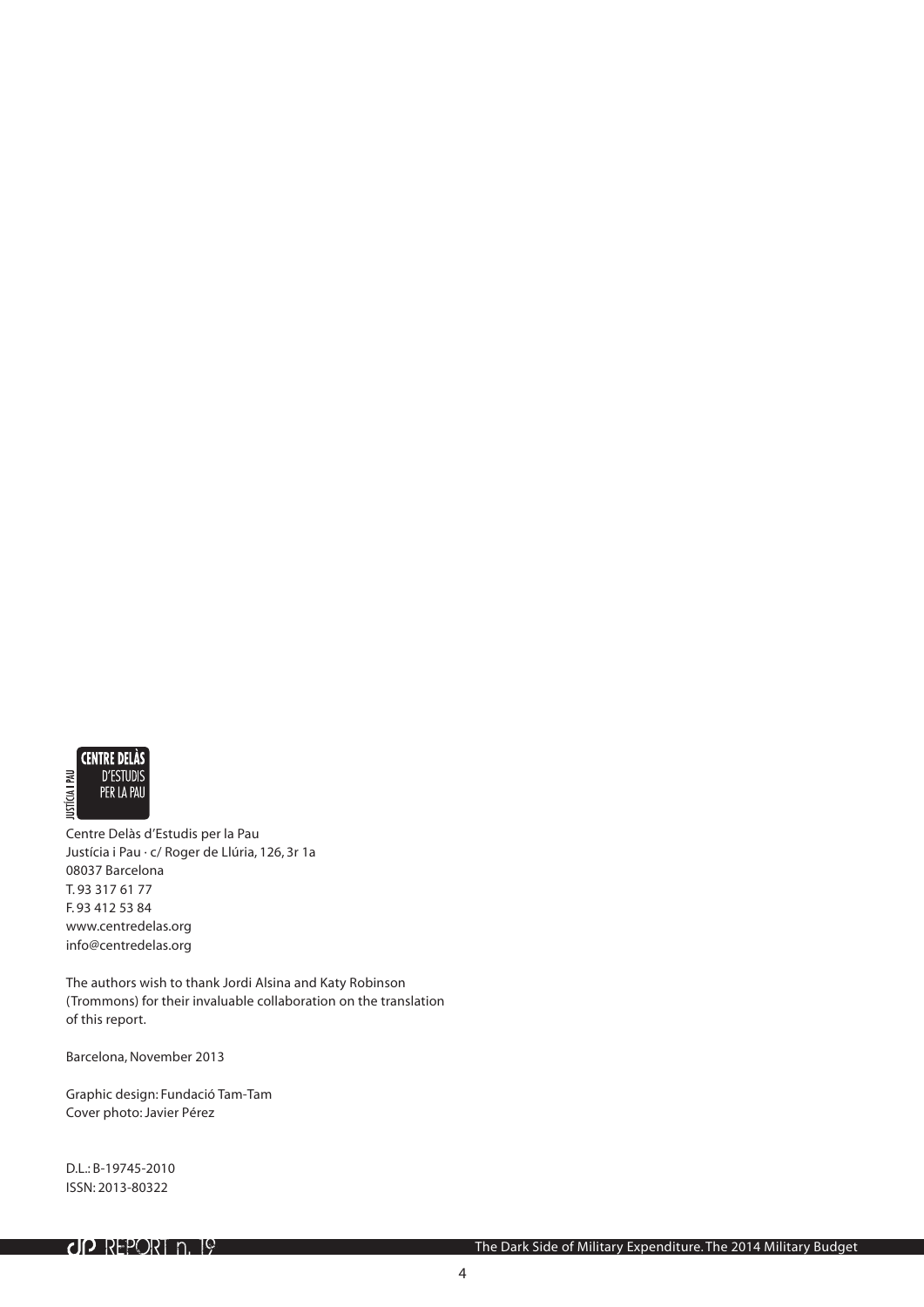CENTRE DELÀS D'ESTUDIS PER LA PAU
JUSTÍCIA I PAU

Centre Delàs d'Estudis per la Pau
Justícia i Pau · c/ Roger de Llúria, 126, 3r 1a
08037 Barcelona
T. 93 317 61 77
F. 93 412 53 84
www.centredelas.org
info@centredelas.org

The authors wish to thank Jordi Alsina and Katy Robinson (Trommons) for their invaluable collaboration on the translation of this report.

Barcelona, November 2013

Graphic design: Fundació Tam-Tam
Cover photo: Javier Pérez

D.L.: B-19745-2010
ISSN: 2013-80322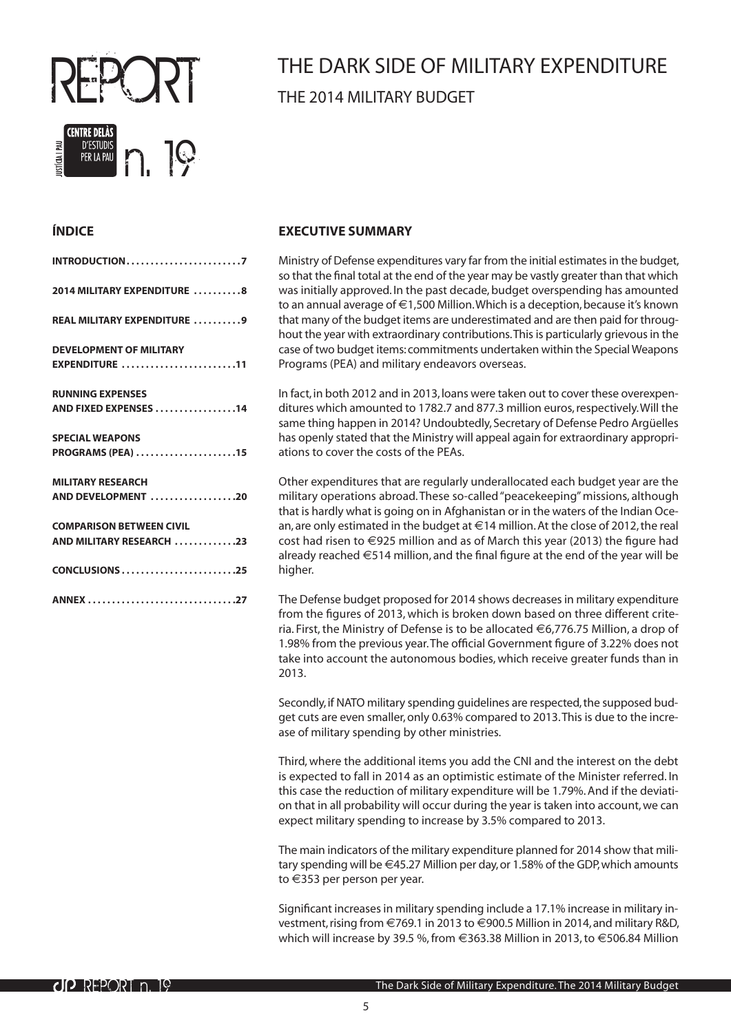# REPORT

# THE DARK SIDE OF MILITARY EXPENDITURE

## THE 2014 MILITARY BUDGET

CENTRE DELÀS D'ESTUDIS PER LA PAU
JUSTÍCIA I PAU

n. 19

### ÍNDICE

| | |
|---|---|
| **INTRODUCTION** | **7** |
| **2014 MILITARY EXPENDITURE** | **8** |
| **REAL MILITARY EXPENDITURE** | **9** |
| **DEVELOPMENT OF MILITARY EXPENDITURE** | **11** |
| **RUNNING EXPENSES AND FIXED EXPENSES** | **14** |
| **SPECIAL WEAPONS PROGRAMS (PEA)** | **15** |
| **MILITARY RESEARCH AND DEVELOPMENT** | **20** |
| **COMPARISON BETWEEN CIVIL AND MILITARY RESEARCH** | **23** |
| **CONCLUSIONS** | **25** |
| **ANNEX** | **27** |

### EXECUTIVE SUMMARY

Ministry of Defense expenditures vary far from the initial estimates in the budget, so that the final total at the end of the year may be vastly greater than that which was initially approved. In the past decade, budget overspending has amounted to an annual average of €1,500 Million. Which is a deception, because it's known that many of the budget items are underestimated and are then paid for throughout the year with extraordinary contributions. This is particularly grievous in the case of two budget items: commitments undertaken within the Special Weapons Programs (PEA) and military endeavors overseas.

In fact, in both 2012 and in 2013, loans were taken out to cover these overexpenditures which amounted to 1782.7 and 877.3 million euros, respectively. Will the same thing happen in 2014? Undoubtedly, Secretary of Defense Pedro Argüelles has openly stated that the Ministry will appeal again for extraordinary appropriations to cover the costs of the PEAs.

Other expenditures that are regularly underallocated each budget year are the military operations abroad. These so-called "peacekeeping" missions, although that is hardly what is going on in Afghanistan or in the waters of the Indian Ocean, are only estimated in the budget at €14 million. At the close of 2012, the real cost had risen to €925 million and as of March this year (2013) the figure had already reached €514 million, and the final figure at the end of the year will be higher.

The Defense budget proposed for 2014 shows decreases in military expenditure from the figures of 2013, which is broken down based on three different criteria. First, the Ministry of Defense is to be allocated €6,776.75 Million, a drop of 1.98% from the previous year. The official Government figure of 3.22% does not take into account the autonomous bodies, which receive greater funds than in 2013.

Secondly, if NATO military spending guidelines are respected, the supposed budget cuts are even smaller, only 0.63% compared to 2013. This is due to the increase of military spending by other ministries.

Third, where the additional items you add the CNI and the interest on the debt is expected to fall in 2014 as an optimistic estimate of the Minister referred. In this case the reduction of military expenditure will be 1.79%. And if the deviation that in all probability will occur during the year is taken into account, we can expect military spending to increase by 3.5% compared to 2013.

The main indicators of the military expenditure planned for 2014 show that military spending will be €45.27 Million per day, or 1.58% of the GDP, which amounts to €353 per person per year.

Significant increases in military spending include a 17.1% increase in military investment, rising from €769.1 in 2013 to €900.5 Million in 2014, and military R&D, which will increase by 39.5 %, from €363.38 Million in 2013, to €506.84 Million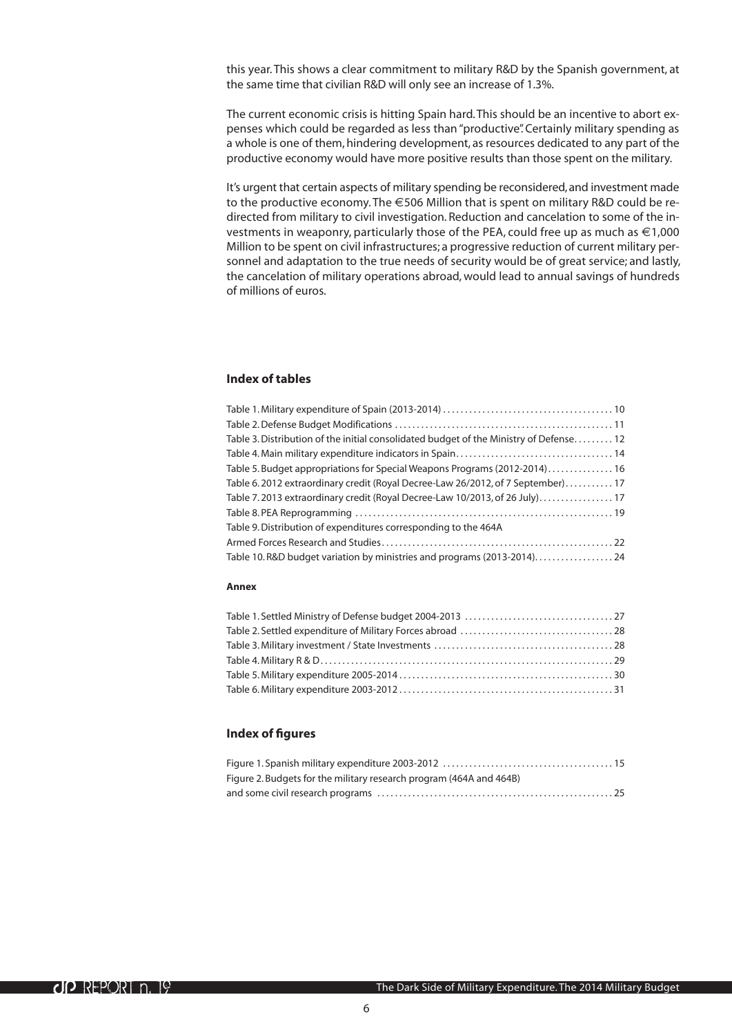this year. This shows a clear commitment to military R&D by the Spanish government, at the same time that civilian R&D will only see an increase of 1.3%.

The current economic crisis is hitting Spain hard. This should be an incentive to abort expenses which could be regarded as less than "productive". Certainly military spending as a whole is one of them, hindering development, as resources dedicated to any part of the productive economy would have more positive results than those spent on the military.

It's urgent that certain aspects of military spending be reconsidered, and investment made to the productive economy. The €506 Million that is spent on military R&D could be redirected from military to civil investigation. Reduction and cancelation to some of the investments in weaponry, particularly those of the PEA, could free up as much as €1,000 Million to be spent on civil infrastructures; a progressive reduction of current military personnel and adaptation to the true needs of security would be of great service; and lastly, the cancelation of military operations abroad, would lead to annual savings of hundreds of millions of euros.

## Index of tables

Table 1. Military expenditure of Spain (2013-2014) . . . . . . . . . . 10
Table 2. Defense Budget Modifications . . . . . . . . . . 11
Table 3. Distribution of the initial consolidated budget of the Ministry of Defense . . . . . . . . . . 12
Table 4. Main military expenditure indicators in Spain . . . . . . . . . . 14
Table 5. Budget appropriations for Special Weapons Programs (2012-2014) . . . . . . . . . . 16
Table 6. 2012 extraordinary credit (Royal Decree-Law 26/2012, of 7 September) . . . . . . . . . . 17
Table 7. 2013 extraordinary credit (Royal Decree-Law 10/2013, of 26 July) . . . . . . . . . . 17
Table 8. PEA Reprogramming . . . . . . . . . . 19
Table 9. Distribution of expenditures corresponding to the 464A Armed Forces Research and Studies . . . . . . . . . . 22
Table 10. R&D budget variation by ministries and programs (2013-2014) . . . . . . . . . . 24

#### Annex

Table 1. Settled Ministry of Defense budget 2004-2013 . . . . . . . . . . 27
Table 2. Settled expenditure of Military Forces abroad . . . . . . . . . . 28
Table 3. Military investment / State Investments . . . . . . . . . . 28
Table 4. Military R & D . . . . . . . . . . 29
Table 5. Military expenditure 2005-2014 . . . . . . . . . . 30
Table 6. Military expenditure 2003-2012 . . . . . . . . . . 31

## Index of figures

Figure 1. Spanish military expenditure 2003-2012 . . . . . . . . . . 15
Figure 2. Budgets for the military research program (464A and 464B) and some civil research programs . . . . . . . . . . 25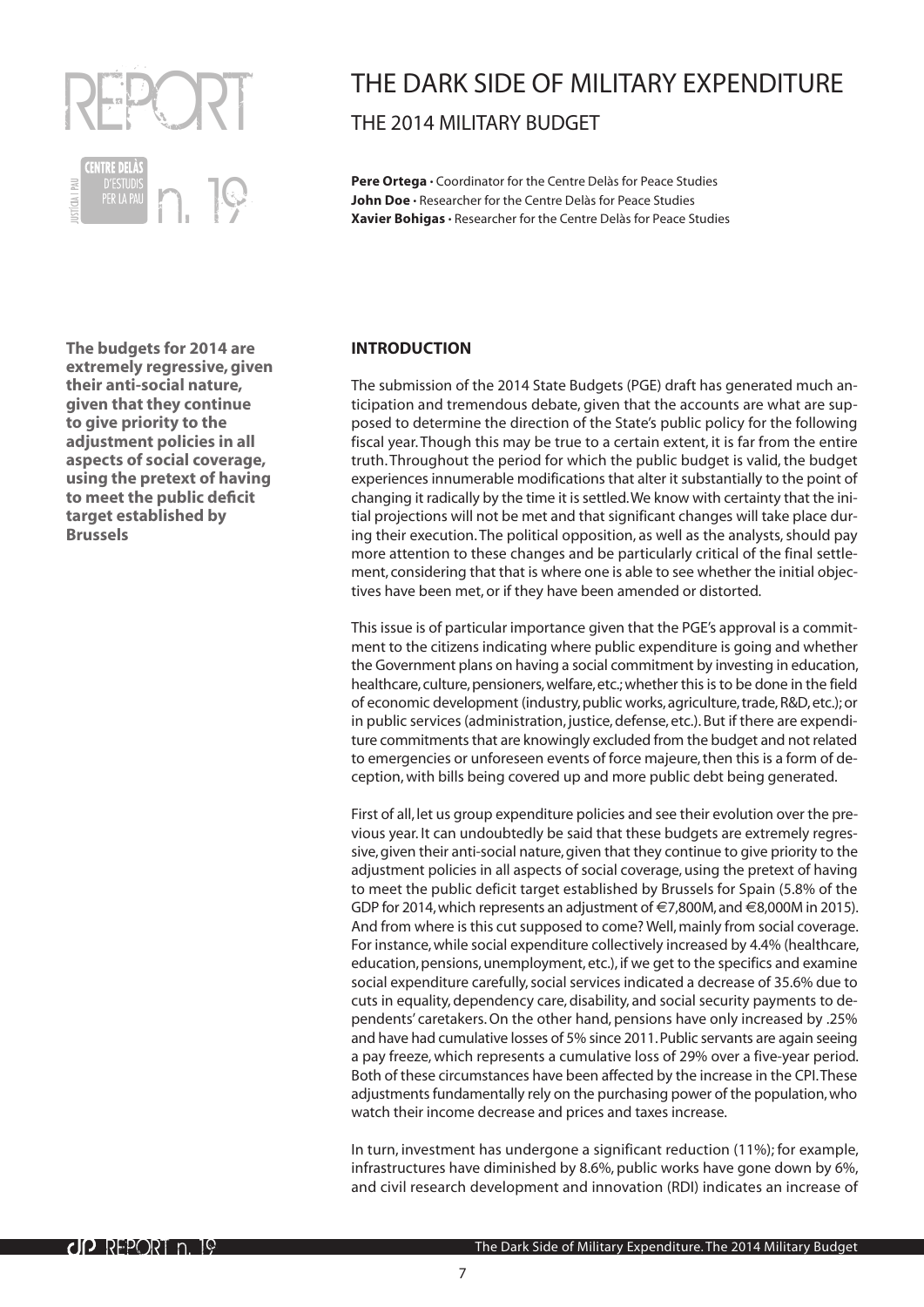REPORT

CENTRE DELÀS D'ESTUDIS PER LA PAU · JUSTÍCIA I PAU

n. 19

# THE DARK SIDE OF MILITARY EXPENDITURE

## THE 2014 MILITARY BUDGET

**Pere Ortega** • Coordinator for the Centre Delàs for Peace Studies
**John Doe** • Researcher for the Centre Delàs for Peace Studies
**Xavier Bohigas** • Researcher for the Centre Delàs for Peace Studies

**The budgets for 2014 are extremely regressive, given their anti-social nature, given that they continue to give priority to the adjustment policies in all aspects of social coverage, using the pretext of having to meet the public deficit target established by Brussels**

### INTRODUCTION

The submission of the 2014 State Budgets (PGE) draft has generated much anticipation and tremendous debate, given that the accounts are what are supposed to determine the direction of the State's public policy for the following fiscal year. Though this may be true to a certain extent, it is far from the entire truth. Throughout the period for which the public budget is valid, the budget experiences innumerable modifications that alter it substantially to the point of changing it radically by the time it is settled. We know with certainty that the initial projections will not be met and that significant changes will take place during their execution. The political opposition, as well as the analysts, should pay more attention to these changes and be particularly critical of the final settlement, considering that that is where one is able to see whether the initial objectives have been met, or if they have been amended or distorted.

This issue is of particular importance given that the PGE's approval is a commitment to the citizens indicating where public expenditure is going and whether the Government plans on having a social commitment by investing in education, healthcare, culture, pensioners, welfare, etc.; whether this is to be done in the field of economic development (industry, public works, agriculture, trade, R&D, etc.); or in public services (administration, justice, defense, etc.). But if there are expenditure commitments that are knowingly excluded from the budget and not related to emergencies or unforeseen events of force majeure, then this is a form of deception, with bills being covered up and more public debt being generated.

First of all, let us group expenditure policies and see their evolution over the previous year. It can undoubtedly be said that these budgets are extremely regressive, given their anti-social nature, given that they continue to give priority to the adjustment policies in all aspects of social coverage, using the pretext of having to meet the public deficit target established by Brussels for Spain (5.8% of the GDP for 2014, which represents an adjustment of €7,800M, and €8,000M in 2015). And from where is this cut supposed to come? Well, mainly from social coverage. For instance, while social expenditure collectively increased by 4.4% (healthcare, education, pensions, unemployment, etc.), if we get to the specifics and examine social expenditure carefully, social services indicated a decrease of 35.6% due to cuts in equality, dependency care, disability, and social security payments to dependents' caretakers. On the other hand, pensions have only increased by .25% and have had cumulative losses of 5% since 2011. Public servants are again seeing a pay freeze, which represents a cumulative loss of 29% over a five-year period. Both of these circumstances have been affected by the increase in the CPI. These adjustments fundamentally rely on the purchasing power of the population, who watch their income decrease and prices and taxes increase.

In turn, investment has undergone a significant reduction (11%); for example, infrastructures have diminished by 8.6%, public works have gone down by 6%, and civil research development and innovation (RDI) indicates an increase of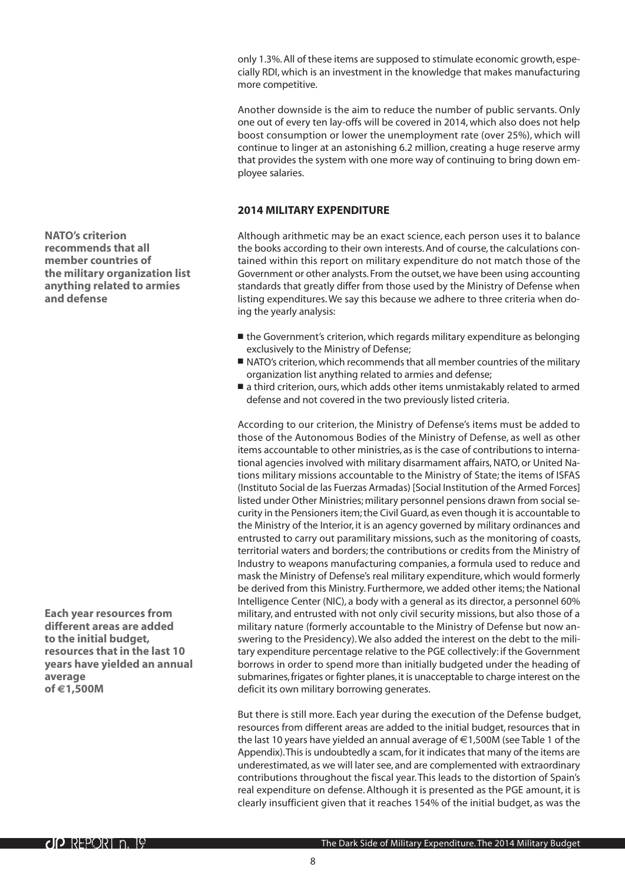only 1.3%. All of these items are supposed to stimulate economic growth, especially RDI, which is an investment in the knowledge that makes manufacturing more competitive.

Another downside is the aim to reduce the number of public servants. Only one out of every ten lay-offs will be covered in 2014, which also does not help boost consumption or lower the unemployment rate (over 25%), which will continue to linger at an astonishing 6.2 million, creating a huge reserve army that provides the system with one more way of continuing to bring down employee salaries.

## 2014 MILITARY EXPENDITURE

**NATO's criterion recommends that all member countries of the military organization list anything related to armies and defense**

Although arithmetic may be an exact science, each person uses it to balance the books according to their own interests. And of course, the calculations contained within this report on military expenditure do not match those of the Government or other analysts. From the outset, we have been using accounting standards that greatly differ from those used by the Ministry of Defense when listing expenditures. We say this because we adhere to three criteria when doing the yearly analysis:

- the Government's criterion, which regards military expenditure as belonging exclusively to the Ministry of Defense;
- NATO's criterion, which recommends that all member countries of the military organization list anything related to armies and defense;
- a third criterion, ours, which adds other items unmistakably related to armed defense and not covered in the two previously listed criteria.

According to our criterion, the Ministry of Defense's items must be added to those of the Autonomous Bodies of the Ministry of Defense, as well as other items accountable to other ministries, as is the case of contributions to international agencies involved with military disarmament affairs, NATO, or United Nations military missions accountable to the Ministry of State; the items of ISFAS (Instituto Social de las Fuerzas Armadas) [Social Institution of the Armed Forces] listed under Other Ministries; military personnel pensions drawn from social security in the Pensioners item; the Civil Guard, as even though it is accountable to the Ministry of the Interior, it is an agency governed by military ordinances and entrusted to carry out paramilitary missions, such as the monitoring of coasts, territorial waters and borders; the contributions or credits from the Ministry of Industry to weapons manufacturing companies, a formula used to reduce and mask the Ministry of Defense's real military expenditure, which would formerly be derived from this Ministry. Furthermore, we added other items; the National Intelligence Center (NIC), a body with a general as its director, a personnel 60% military, and entrusted with not only civil security missions, but also those of a military nature (formerly accountable to the Ministry of Defense but now answering to the Presidency). We also added the interest on the debt to the military expenditure percentage relative to the PGE collectively: if the Government borrows in order to spend more than initially budgeted under the heading of submarines, frigates or fighter planes, it is unacceptable to charge interest on the deficit its own military borrowing generates.

**Each year resources from different areas are added to the initial budget, resources that in the last 10 years have yielded an annual average of €1,500M**

But there is still more. Each year during the execution of the Defense budget, resources from different areas are added to the initial budget, resources that in the last 10 years have yielded an annual average of €1,500M (see Table 1 of the Appendix). This is undoubtedly a scam, for it indicates that many of the items are underestimated, as we will later see, and are complemented with extraordinary contributions throughout the fiscal year. This leads to the distortion of Spain's real expenditure on defense. Although it is presented as the PGE amount, it is clearly insufficient given that it reaches 154% of the initial budget, as was the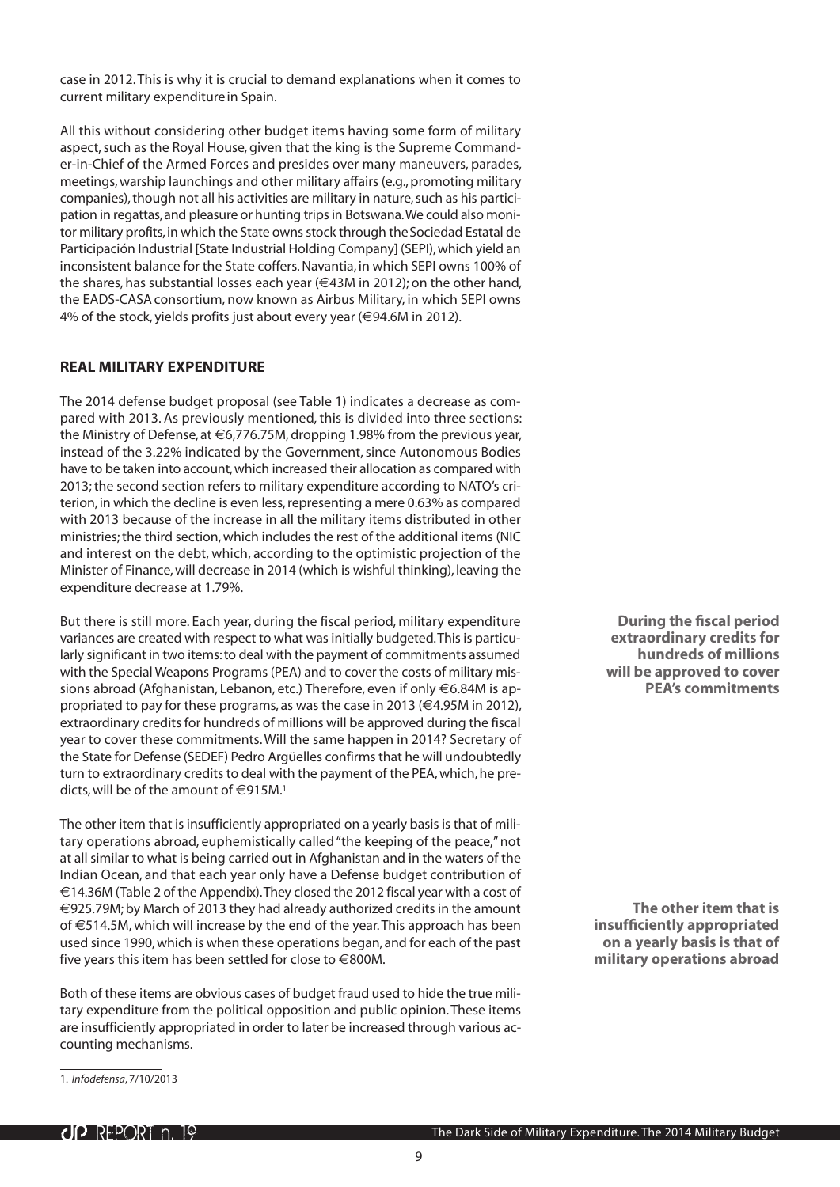case in 2012. This is why it is crucial to demand explanations when it comes to current military expenditure in Spain.

All this without considering other budget items having some form of military aspect, such as the Royal House, given that the king is the Supreme Commander-in-Chief of the Armed Forces and presides over many maneuvers, parades, meetings, warship launchings and other military affairs (e.g., promoting military companies), though not all his activities are military in nature, such as his participation in regattas, and pleasure or hunting trips in Botswana. We could also monitor military profits, in which the State owns stock through the Sociedad Estatal de Participación Industrial [State Industrial Holding Company] (SEPI), which yield an inconsistent balance for the State coffers. Navantia, in which SEPI owns 100% of the shares, has substantial losses each year (€43M in 2012); on the other hand, the EADS-CASA consortium, now known as Airbus Military, in which SEPI owns 4% of the stock, yields profits just about every year (€94.6M in 2012).

## REAL MILITARY EXPENDITURE

The 2014 defense budget proposal (see Table 1) indicates a decrease as compared with 2013. As previously mentioned, this is divided into three sections: the Ministry of Defense, at €6,776.75M, dropping 1.98% from the previous year, instead of the 3.22% indicated by the Government, since Autonomous Bodies have to be taken into account, which increased their allocation as compared with 2013; the second section refers to military expenditure according to NATO's criterion, in which the decline is even less, representing a mere 0.63% as compared with 2013 because of the increase in all the military items distributed in other ministries; the third section, which includes the rest of the additional items (NIC and interest on the debt, which, according to the optimistic projection of the Minister of Finance, will decrease in 2014 (which is wishful thinking), leaving the expenditure decrease at 1.79%.

But there is still more. Each year, during the fiscal period, military expenditure variances are created with respect to what was initially budgeted. This is particularly significant in two items: to deal with the payment of commitments assumed with the Special Weapons Programs (PEA) and to cover the costs of military missions abroad (Afghanistan, Lebanon, etc.) Therefore, even if only €6.84M is appropriated to pay for these programs, as was the case in 2013 (€4.95M in 2012), extraordinary credits for hundreds of millions will be approved during the fiscal year to cover these commitments. Will the same happen in 2014? Secretary of the State for Defense (SEDEF) Pedro Argüelles confirms that he will undoubtedly turn to extraordinary credits to deal with the payment of the PEA, which, he predicts, will be of the amount of €915M.[1]

**During the fiscal period extraordinary credits for hundreds of millions will be approved to cover PEA's commitments**

The other item that is insufficiently appropriated on a yearly basis is that of military operations abroad, euphemistically called "the keeping of the peace," not at all similar to what is being carried out in Afghanistan and in the waters of the Indian Ocean, and that each year only have a Defense budget contribution of €14.36M (Table 2 of the Appendix). They closed the 2012 fiscal year with a cost of €925.79M; by March of 2013 they had already authorized credits in the amount of €514.5M, which will increase by the end of the year. This approach has been used since 1990, which is when these operations began, and for each of the past five years this item has been settled for close to €800M.

**The other item that is insufficiently appropriated on a yearly basis is that of military operations abroad**

Both of these items are obvious cases of budget fraud used to hide the true military expenditure from the political opposition and public opinion. These items are insufficiently appropriated in order to later be increased through various accounting mechanisms.

1. *Infodefensa*, 7/10/2013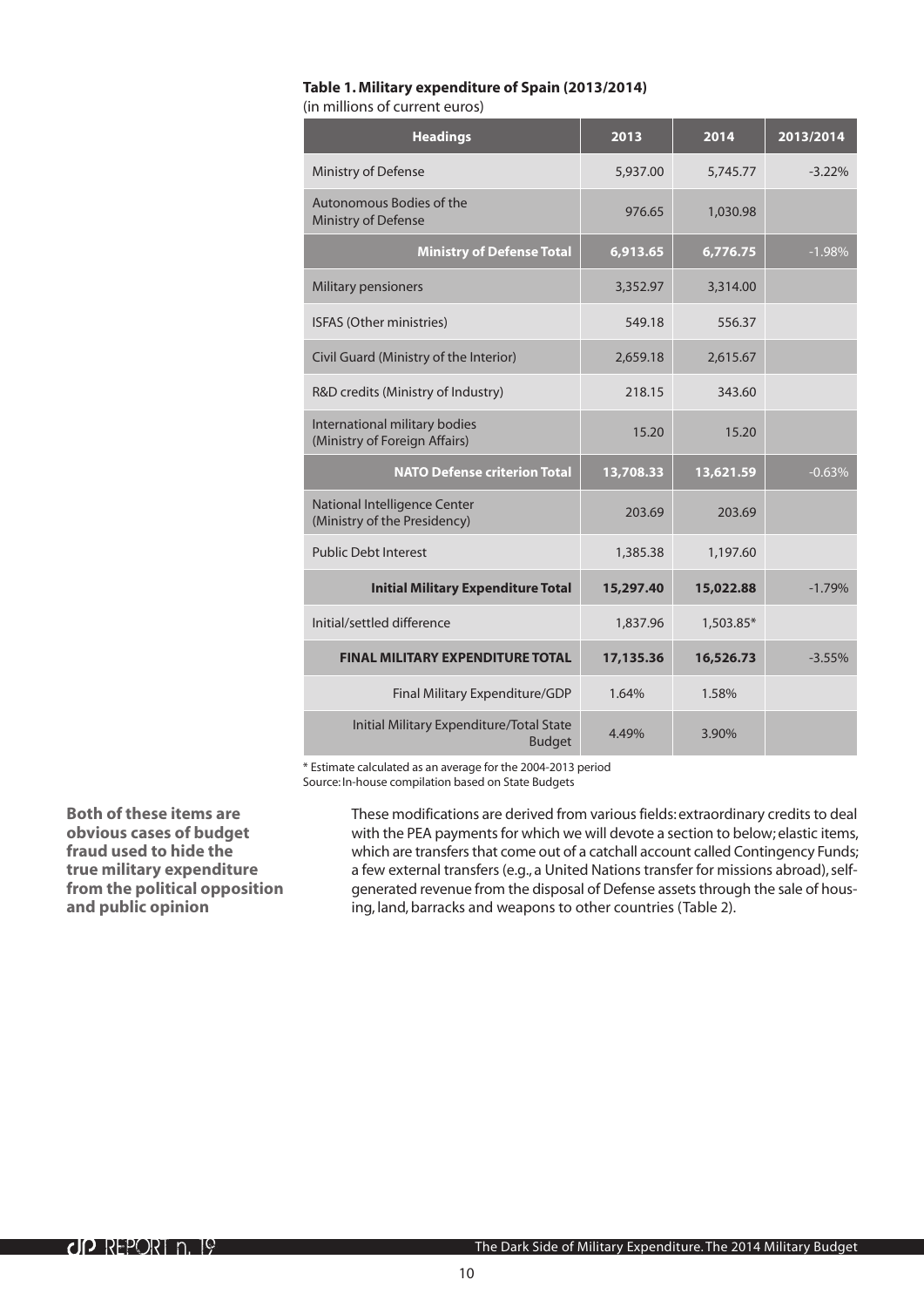**Table 1. Military expenditure of Spain (2013/2014)**
(in millions of current euros)

| Headings | 2013 | 2014 | 2013/2014 |
|---|---|---|---|
| Ministry of Defense | 5,937.00 | 5,745.77 | -3.22% |
| Autonomous Bodies of the Ministry of Defense | 976.65 | 1,030.98 | |
| **Ministry of Defense Total** | **6,913.65** | **6,776.75** | -1.98% |
| Military pensioners | 3,352.97 | 3,314.00 | |
| ISFAS (Other ministries) | 549.18 | 556.37 | |
| Civil Guard (Ministry of the Interior) | 2,659.18 | 2,615.67 | |
| R&D credits (Ministry of Industry) | 218.15 | 343.60 | |
| International military bodies (Ministry of Foreign Affairs) | 15.20 | 15.20 | |
| **NATO Defense criterion Total** | **13,708.33** | **13,621.59** | -0.63% |
| National Intelligence Center (Ministry of the Presidency) | 203.69 | 203.69 | |
| Public Debt Interest | 1,385.38 | 1,197.60 | |
| **Initial Military Expenditure Total** | **15,297.40** | **15,022.88** | -1.79% |
| Initial/settled difference | 1,837.96 | 1,503.85* | |
| **FINAL MILITARY EXPENDITURE TOTAL** | **17,135.36** | **16,526.73** | -3.55% |
| Final Military Expenditure/GDP | 1.64% | 1.58% | |
| Initial Military Expenditure/Total State Budget | 4.49% | 3.90% | |

* Estimate calculated as an average for the 2004-2013 period
Source: In-house compilation based on State Budgets

**Both of these items are obvious cases of budget fraud used to hide the true military expenditure from the political opposition and public opinion**

These modifications are derived from various fields: extraordinary credits to deal with the PEA payments for which we will devote a section to below; elastic items, which are transfers that come out of a catchall account called Contingency Funds; a few external transfers (e.g., a United Nations transfer for missions abroad), self-generated revenue from the disposal of Defense assets through the sale of housing, land, barracks and weapons to other countries (Table 2).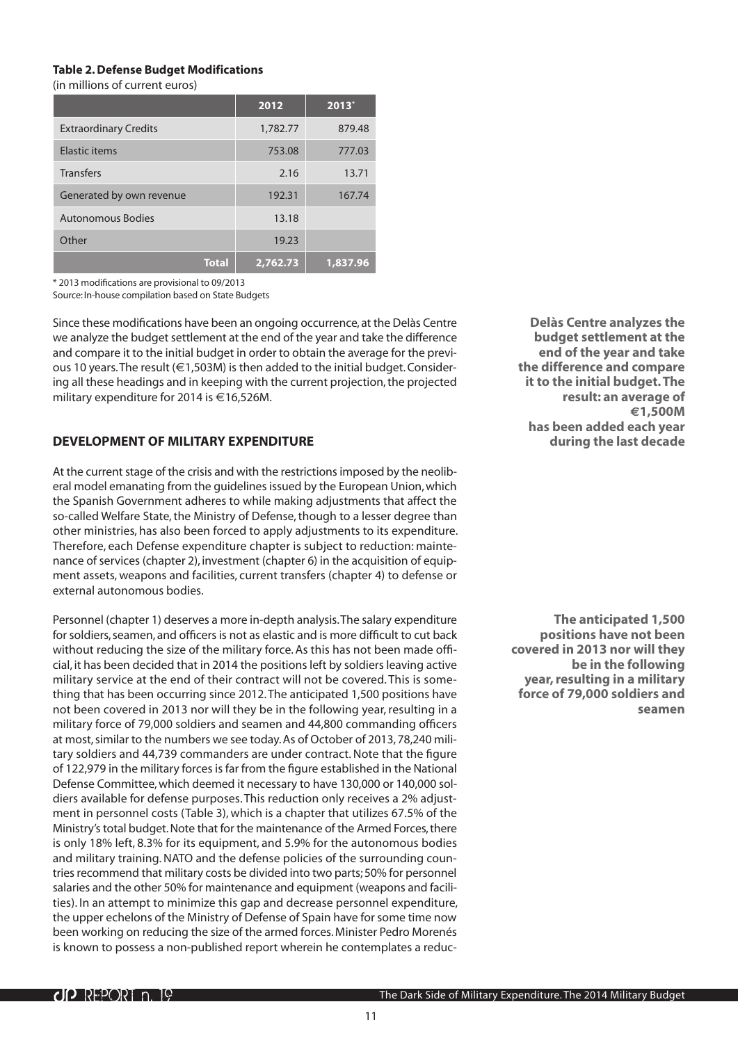**Table 2. Defense Budget Modifications**

(in millions of current euros)

| | 2012 | 2013* |
|---|---|---|
| Extraordinary Credits | 1,782.77 | 879.48 |
| Elastic items | 753.08 | 777.03 |
| Transfers | 2.16 | 13.71 |
| Generated by own revenue | 192.31 | 167.74 |
| Autonomous Bodies | 13.18 | |
| Other | 19.23 | |
| **Total** | **2,762.73** | **1,837.96** |

\* 2013 modifications are provisional to 09/2013

Source: In-house compilation based on State Budgets

Since these modifications have been an ongoing occurrence, at the Delàs Centre we analyze the budget settlement at the end of the year and take the difference and compare it to the initial budget in order to obtain the average for the previous 10 years. The result (€1,503M) is then added to the initial budget. Considering all these headings and in keeping with the current projection, the projected military expenditure for 2014 is €16,526M.

**Delàs Centre analyzes the budget settlement at the end of the year and take the difference and compare it to the initial budget. The result: an average of €1,500M has been added each year during the last decade**

## DEVELOPMENT OF MILITARY EXPENDITURE

At the current stage of the crisis and with the restrictions imposed by the neoliberal model emanating from the guidelines issued by the European Union, which the Spanish Government adheres to while making adjustments that affect the so-called Welfare State, the Ministry of Defense, though to a lesser degree than other ministries, has also been forced to apply adjustments to its expenditure. Therefore, each Defense expenditure chapter is subject to reduction: maintenance of services (chapter 2), investment (chapter 6) in the acquisition of equipment assets, weapons and facilities, current transfers (chapter 4) to defense or external autonomous bodies.

Personnel (chapter 1) deserves a more in-depth analysis. The salary expenditure for soldiers, seamen, and officers is not as elastic and is more difficult to cut back without reducing the size of the military force. As this has not been made official, it has been decided that in 2014 the positions left by soldiers leaving active military service at the end of their contract will not be covered. This is something that has been occurring since 2012. The anticipated 1,500 positions have not been covered in 2013 nor will they be in the following year, resulting in a military force of 79,000 soldiers and seamen and 44,800 commanding officers at most, similar to the numbers we see today. As of October of 2013, 78,240 military soldiers and 44,739 commanders are under contract. Note that the figure of 122,979 in the military forces is far from the figure established in the National Defense Committee, which deemed it necessary to have 130,000 or 140,000 soldiers available for defense purposes. This reduction only receives a 2% adjustment in personnel costs (Table 3), which is a chapter that utilizes 67.5% of the Ministry's total budget. Note that for the maintenance of the Armed Forces, there is only 18% left, 8.3% for its equipment, and 5.9% for the autonomous bodies and military training. NATO and the defense policies of the surrounding countries recommend that military costs be divided into two parts; 50% for personnel salaries and the other 50% for maintenance and equipment (weapons and facilities). In an attempt to minimize this gap and decrease personnel expenditure, the upper echelons of the Ministry of Defense of Spain have for some time now been working on reducing the size of the armed forces. Minister Pedro Morenés is known to possess a non-published report wherein he contemplates a reduc-

**The anticipated 1,500 positions have not been covered in 2013 nor will they be in the following year, resulting in a military force of 79,000 soldiers and seamen**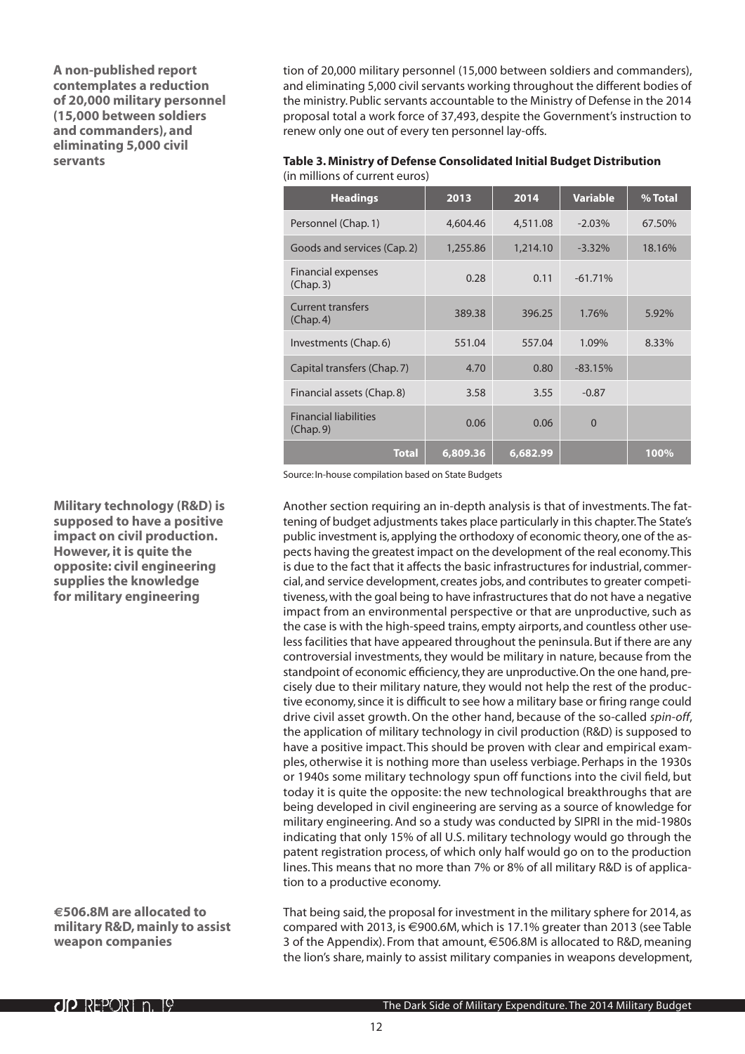**A non-published report contemplates a reduction of 20,000 military personnel (15,000 between soldiers and commanders), and eliminating 5,000 civil servants**

tion of 20,000 military personnel (15,000 between soldiers and commanders), and eliminating 5,000 civil servants working throughout the different bodies of the ministry. Public servants accountable to the Ministry of Defense in the 2014 proposal total a work force of 37,493, despite the Government's instruction to renew only one out of every ten personnel lay-offs.

**Table 3. Ministry of Defense Consolidated Initial Budget Distribution**
(in millions of current euros)

| Headings | 2013 | 2014 | Variable | % Total |
|---|---|---|---|---|
| Personnel (Chap. 1) | 4,604.46 | 4,511.08 | -2.03% | 67.50% |
| Goods and services (Cap. 2) | 1,255.86 | 1,214.10 | -3.32% | 18.16% |
| Financial expenses (Chap. 3) | 0.28 | 0.11 | -61.71% | |
| Current transfers (Chap. 4) | 389.38 | 396.25 | 1.76% | 5.92% |
| Investments (Chap. 6) | 551.04 | 557.04 | 1.09% | 8.33% |
| Capital transfers (Chap. 7) | 4.70 | 0.80 | -83.15% | |
| Financial assets (Chap. 8) | 3.58 | 3.55 | -0.87 | |
| Financial liabilities (Chap. 9) | 0.06 | 0.06 | 0 | |
| **Total** | **6,809.36** | **6,682.99** | | **100%** |

Source: In-house compilation based on State Budgets

**Military technology (R&D) is supposed to have a positive impact on civil production. However, it is quite the opposite: civil engineering supplies the knowledge for military engineering**

Another section requiring an in-depth analysis is that of investments. The fattening of budget adjustments takes place particularly in this chapter. The State's public investment is, applying the orthodoxy of economic theory, one of the aspects having the greatest impact on the development of the real economy. This is due to the fact that it affects the basic infrastructures for industrial, commercial, and service development, creates jobs, and contributes to greater competitiveness, with the goal being to have infrastructures that do not have a negative impact from an environmental perspective or that are unproductive, such as the case is with the high-speed trains, empty airports, and countless other useless facilities that have appeared throughout the peninsula. But if there are any controversial investments, they would be military in nature, because from the standpoint of economic efficiency, they are unproductive. On the one hand, precisely due to their military nature, they would not help the rest of the productive economy, since it is difficult to see how a military base or firing range could drive civil asset growth. On the other hand, because of the so-called *spin-off*, the application of military technology in civil production (R&D) is supposed to have a positive impact. This should be proven with clear and empirical examples, otherwise it is nothing more than useless verbiage. Perhaps in the 1930s or 1940s some military technology spun off functions into the civil field, but today it is quite the opposite: the new technological breakthroughs that are being developed in civil engineering are serving as a source of knowledge for military engineering. And so a study was conducted by SIPRI in the mid-1980s indicating that only 15% of all U.S. military technology would go through the patent registration process, of which only half would go on to the production lines. This means that no more than 7% or 8% of all military R&D is of application to a productive economy.

**€506.8M are allocated to military R&D, mainly to assist weapon companies**

That being said, the proposal for investment in the military sphere for 2014, as compared with 2013, is €900.6M, which is 17.1% greater than 2013 (see Table 3 of the Appendix). From that amount, €506.8M is allocated to R&D, meaning the lion's share, mainly to assist military companies in weapons development,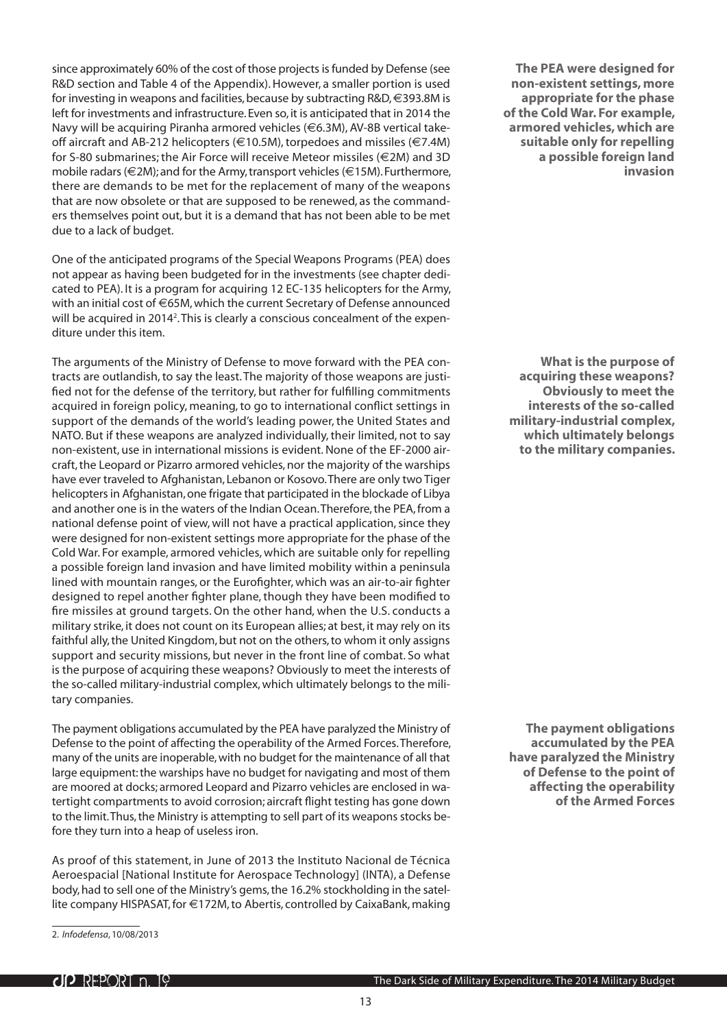since approximately 60% of the cost of those projects is funded by Defense (see R&D section and Table 4 of the Appendix). However, a smaller portion is used for investing in weapons and facilities, because by subtracting R&D, €393.8M is left for investments and infrastructure. Even so, it is anticipated that in 2014 the Navy will be acquiring Piranha armored vehicles (€6.3M), AV-8B vertical take-off aircraft and AB-212 helicopters (€10.5M), torpedoes and missiles (€7.4M) for S-80 submarines; the Air Force will receive Meteor missiles (€2M) and 3D mobile radars (€2M); and for the Army, transport vehicles (€15M). Furthermore, there are demands to be met for the replacement of many of the weapons that are now obsolete or that are supposed to be renewed, as the commanders themselves point out, but it is a demand that has not been able to be met due to a lack of budget.

**The PEA were designed for non-existent settings, more appropriate for the phase of the Cold War. For example, armored vehicles, which are suitable only for repelling a possible foreign land invasion**

One of the anticipated programs of the Special Weapons Programs (PEA) does not appear as having been budgeted for in the investments (see chapter dedicated to PEA). It is a program for acquiring 12 EC-135 helicopters for the Army, with an initial cost of €65M, which the current Secretary of Defense announced will be acquired in 2014[2]. This is clearly a conscious concealment of the expenditure under this item.

**What is the purpose of acquiring these weapons? Obviously to meet the interests of the so-called military-industrial complex, which ultimately belongs to the military companies.**

The arguments of the Ministry of Defense to move forward with the PEA contracts are outlandish, to say the least. The majority of those weapons are justified not for the defense of the territory, but rather for fulfilling commitments acquired in foreign policy, meaning, to go to international conflict settings in support of the demands of the world's leading power, the United States and NATO. But if these weapons are analyzed individually, their limited, not to say non-existent, use in international missions is evident. None of the EF-2000 aircraft, the Leopard or Pizarro armored vehicles, nor the majority of the warships have ever traveled to Afghanistan, Lebanon or Kosovo. There are only two Tiger helicopters in Afghanistan, one frigate that participated in the blockade of Libya and another one is in the waters of the Indian Ocean. Therefore, the PEA, from a national defense point of view, will not have a practical application, since they were designed for non-existent settings more appropriate for the phase of the Cold War. For example, armored vehicles, which are suitable only for repelling a possible foreign land invasion and have limited mobility within a peninsula lined with mountain ranges, or the Eurofighter, which was an air-to-air fighter designed to repel another fighter plane, though they have been modified to fire missiles at ground targets. On the other hand, when the U.S. conducts a military strike, it does not count on its European allies; at best, it may rely on its faithful ally, the United Kingdom, but not on the others, to whom it only assigns support and security missions, but never in the front line of combat. So what is the purpose of acquiring these weapons? Obviously to meet the interests of the so-called military-industrial complex, which ultimately belongs to the military companies.

**The payment obligations accumulated by the PEA have paralyzed the Ministry of Defense to the point of affecting the operability of the Armed Forces**

The payment obligations accumulated by the PEA have paralyzed the Ministry of Defense to the point of affecting the operability of the Armed Forces. Therefore, many of the units are inoperable, with no budget for the maintenance of all that large equipment: the warships have no budget for navigating and most of them are moored at docks; armored Leopard and Pizarro vehicles are enclosed in watertight compartments to avoid corrosion; aircraft flight testing has gone down to the limit. Thus, the Ministry is attempting to sell part of its weapons stocks before they turn into a heap of useless iron.

As proof of this statement, in June of 2013 the Instituto Nacional de Técnica Aeroespacial [National Institute for Aerospace Technology] (INTA), a Defense body, had to sell one of the Ministry's gems, the 16.2% stockholding in the satellite company HISPASAT, for €172M, to Abertis, controlled by CaixaBank, making

2. *Infodefensa*, 10/08/2013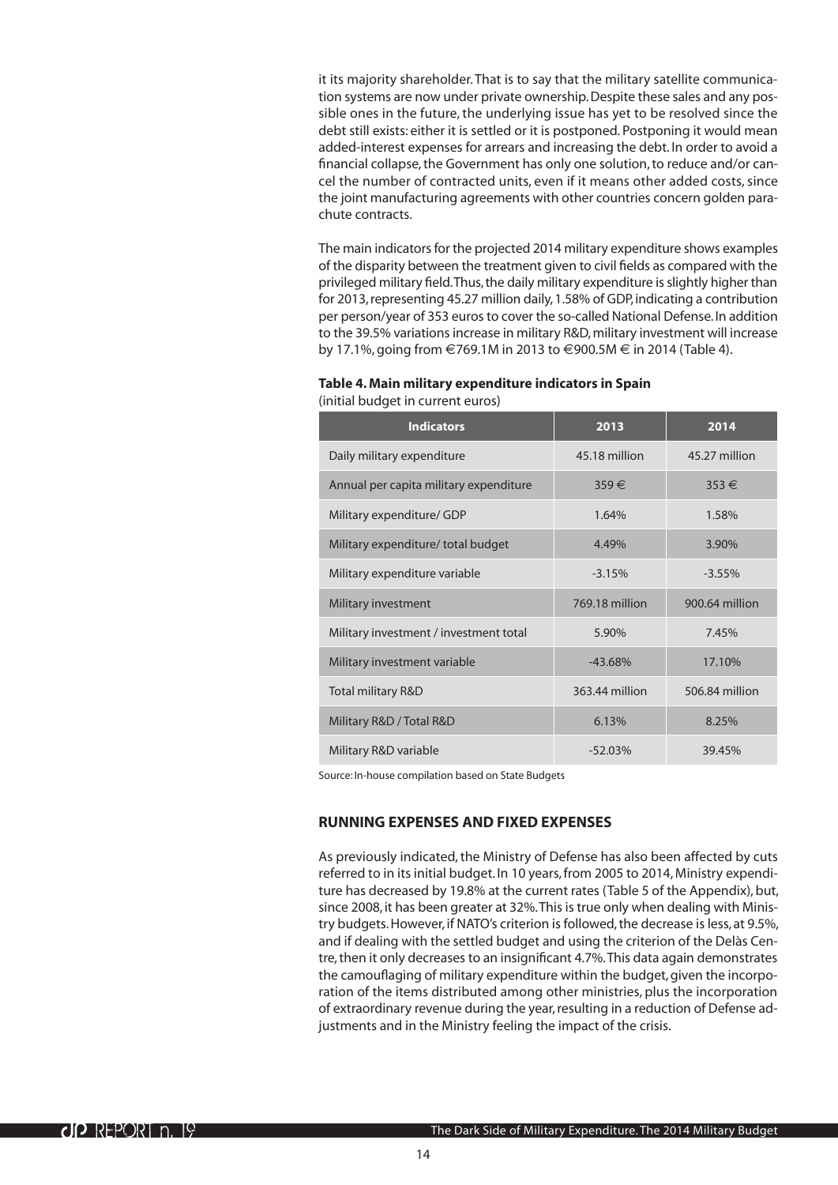it its majority shareholder. That is to say that the military satellite communication systems are now under private ownership. Despite these sales and any possible ones in the future, the underlying issue has yet to be resolved since the debt still exists: either it is settled or it is postponed. Postponing it would mean added-interest expenses for arrears and increasing the debt. In order to avoid a financial collapse, the Government has only one solution, to reduce and/or cancel the number of contracted units, even if it means other added costs, since the joint manufacturing agreements with other countries concern golden parachute contracts.

The main indicators for the projected 2014 military expenditure shows examples of the disparity between the treatment given to civil fields as compared with the privileged military field. Thus, the daily military expenditure is slightly higher than for 2013, representing 45.27 million daily, 1.58% of GDP, indicating a contribution per person/year of 353 euros to cover the so-called National Defense. In addition to the 39.5% variations increase in military R&D, military investment will increase by 17.1%, going from €769.1M in 2013 to €900.5M € in 2014 (Table 4).

**Table 4. Main military expenditure indicators in Spain**
(initial budget in current euros)

| Indicators | 2013 | 2014 |
|---|---|---|
| Daily military expenditure | 45.18 million | 45.27 million |
| Annual per capita military expenditure | 359 € | 353 € |
| Military expenditure/ GDP | 1.64% | 1.58% |
| Military expenditure/ total budget | 4.49% | 3.90% |
| Military expenditure variable | -3.15% | -3.55% |
| Military investment | 769.18 million | 900.64 million |
| Military investment / investment total | 5.90% | 7.45% |
| Military investment variable | -43.68% | 17.10% |
| Total military R&D | 363.44 million | 506.84 million |
| Military R&D / Total R&D | 6.13% | 8.25% |
| Military R&D variable | -52.03% | 39.45% |

Source: In-house compilation based on State Budgets

## RUNNING EXPENSES AND FIXED EXPENSES

As previously indicated, the Ministry of Defense has also been affected by cuts referred to in its initial budget. In 10 years, from 2005 to 2014, Ministry expenditure has decreased by 19.8% at the current rates (Table 5 of the Appendix), but, since 2008, it has been greater at 32%. This is true only when dealing with Ministry budgets. However, if NATO's criterion is followed, the decrease is less, at 9.5%, and if dealing with the settled budget and using the criterion of the Delàs Centre, then it only decreases to an insignificant 4.7%. This data again demonstrates the camouflaging of military expenditure within the budget, given the incorporation of the items distributed among other ministries, plus the incorporation of extraordinary revenue during the year, resulting in a reduction of Defense adjustments and in the Ministry feeling the impact of the crisis.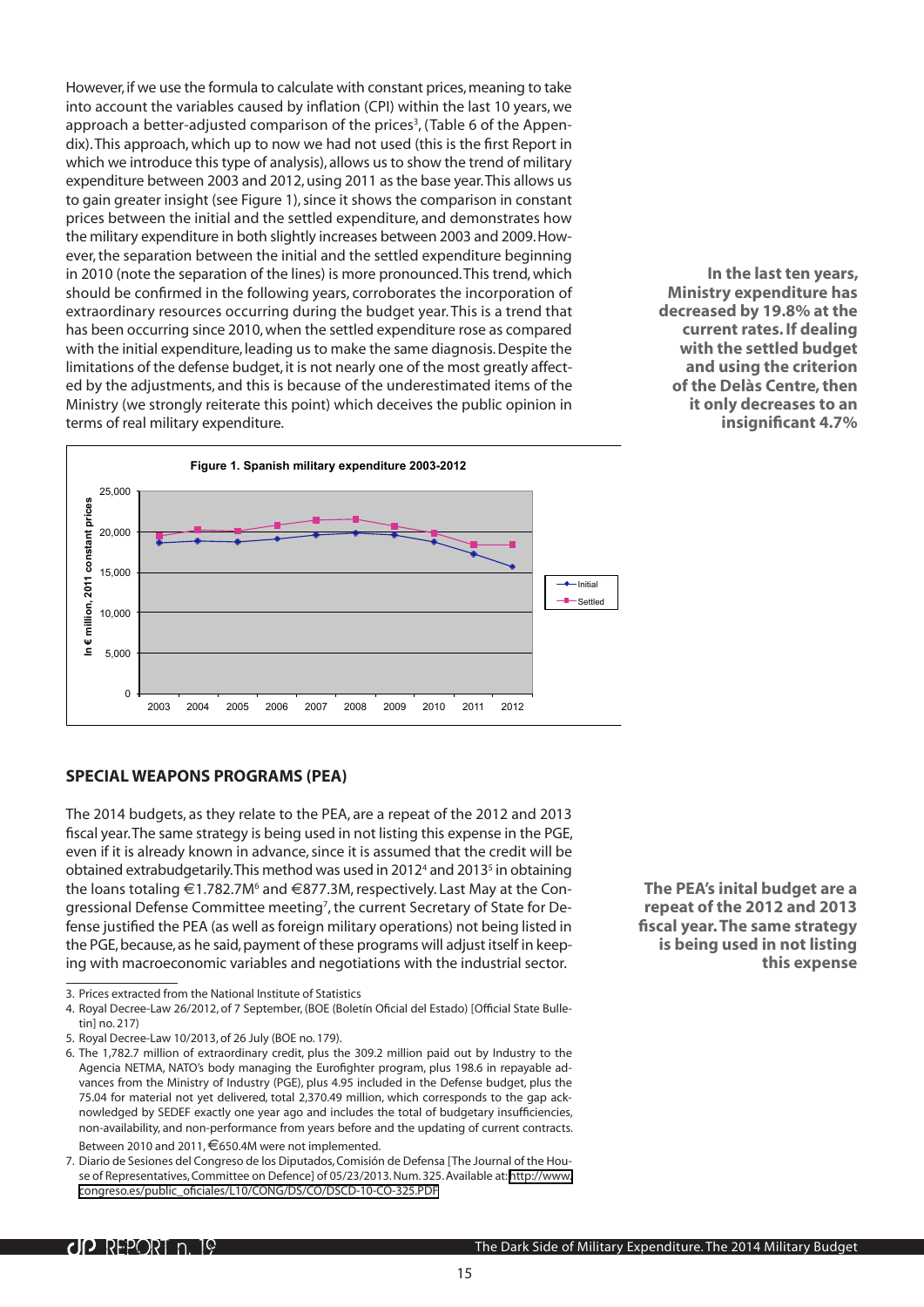However, if we use the formula to calculate with constant prices, meaning to take into account the variables caused by inflation (CPI) within the last 10 years, we approach a better-adjusted comparison of the prices[3], (Table 6 of the Appendix). This approach, which up to now we had not used (this is the first Report in which we introduce this type of analysis), allows us to show the trend of military expenditure between 2003 and 2012, using 2011 as the base year. This allows us to gain greater insight (see Figure 1), since it shows the comparison in constant prices between the initial and the settled expenditure, and demonstrates how the military expenditure in both slightly increases between 2003 and 2009. However, the separation between the initial and the settled expenditure beginning in 2010 (note the separation of the lines) is more pronounced. This trend, which should be confirmed in the following years, corroborates the incorporation of extraordinary resources occurring during the budget year. This is a trend that has been occurring since 2010, when the settled expenditure rose as compared with the initial expenditure, leading us to make the same diagnosis. Despite the limitations of the defense budget, it is not nearly one of the most greatly affected by the adjustments, and this is because of the underestimated items of the Ministry (we strongly reiterate this point) which deceives the public opinion in terms of real military expenditure.

**In the last ten years, Ministry expenditure has decreased by 19.8% at the current rates. If dealing with the settled budget and using the criterion of the Delàs Centre, then it only decreases to an insignificant 4.7%**

**Figure 1. Spanish military expenditure 2003-2012**

(In € million, 2011 constant prices; series: Initial, Settled; years 2003–2012)

## SPECIAL WEAPONS PROGRAMS (PEA)

The 2014 budgets, as they relate to the PEA, are a repeat of the 2012 and 2013 fiscal year. The same strategy is being used in not listing this expense in the PGE, even if it is already known in advance, since it is assumed that the credit will be obtained extrabudgetarily. This method was used in 2012[4] and 2013[5] in obtaining the loans totaling €1.782.7M[6] and €877.3M, respectively. Last May at the Congressional Defense Committee meeting[7], the current Secretary of State for Defense justified the PEA (as well as foreign military operations) not being listed in the PGE, because, as he said, payment of these programs will adjust itself in keeping with macroeconomic variables and negotiations with the industrial sector.

**The PEA's inital budget are a repeat of the 2012 and 2013 fiscal year. The same strategy is being used in not listing this expense**

3. Prices extracted from the National Institute of Statistics
4. Royal Decree-Law 26/2012, of 7 September, (BOE (Boletín Oficial del Estado) [Official State Bulletin] no. 217)
5. Royal Decree-Law 10/2013, of 26 July (BOE no. 179).
6. The 1,782.7 million of extraordinary credit, plus the 309.2 million paid out by Industry to the Agencia NETMA, NATO's body managing the Eurofighter program, plus 198.6 in repayable advances from the Ministry of Industry (PGE), plus 4.95 included in the Defense budget, plus the 75.04 for material not yet delivered, total 2,370.49 million, which corresponds to the gap acknowledged by SEDEF exactly one year ago and includes the total of budgetary insufficiencies, non-availability, and non-performance from years before and the updating of current contracts. Between 2010 and 2011, €650.4M were not implemented.
7. Diario de Sesiones del Congreso de los Diputados, Comisión de Defensa [The Journal of the House of Representatives, Committee on Defence] of 05/23/2013. Num. 325. Available at: http://www.congreso.es/public_oficiales/L10/CONG/DS/CO/DSCD-10-CO-325.PDF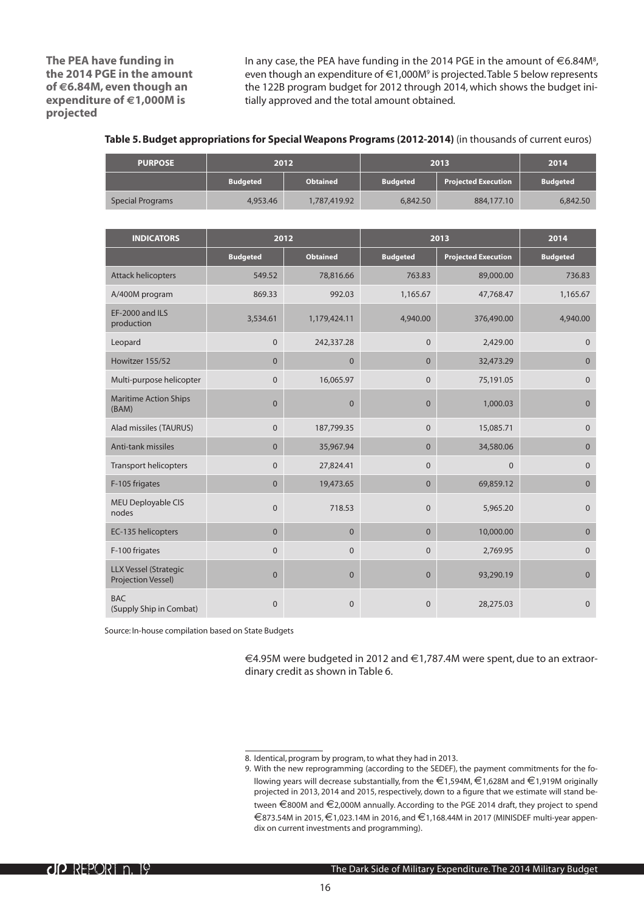**The PEA have funding in the 2014 PGE in the amount of €6.84M, even though an expenditure of €1,000M is projected**

In any case, the PEA have funding in the 2014 PGE in the amount of €6.84M[8], even though an expenditure of €1,000M[9] is projected. Table 5 below represents the 122B program budget for 2012 through 2014, which shows the budget initially approved and the total amount obtained.

**Table 5. Budget appropriations for Special Weapons Programs (2012-2014)** (in thousands of current euros)

| PURPOSE | 2012 | | 2013 | | 2014 |
|---|---|---|---|---|---|
| | Budgeted | Obtained | Budgeted | Projected Execution | Budgeted |
| Special Programs | 4,953.46 | 1,787,419.92 | 6,842.50 | 884,177.10 | 6,842.50 |

| INDICATORS | 2012 | | 2013 | | 2014 |
|---|---|---|---|---|---|
| | Budgeted | Obtained | Budgeted | Projected Execution | Budgeted |
| Attack helicopters | 549.52 | 78,816.66 | 763.83 | 89,000.00 | 736.83 |
| A/400M program | 869.33 | 992.03 | 1,165.67 | 47,768.47 | 1,165.67 |
| EF-2000 and ILS production | 3,534.61 | 1,179,424.11 | 4,940.00 | 376,490.00 | 4,940.00 |
| Leopard | 0 | 242,337.28 | 0 | 2,429.00 | 0 |
| Howitzer 155/52 | 0 | 0 | 0 | 32,473.29 | 0 |
| Multi-purpose helicopter | 0 | 16,065.97 | 0 | 75,191.05 | 0 |
| Maritime Action Ships (BAM) | 0 | 0 | 0 | 1,000.03 | 0 |
| Alad missiles (TAURUS) | 0 | 187,799.35 | 0 | 15,085.71 | 0 |
| Anti-tank missiles | 0 | 35,967.94 | 0 | 34,580.06 | 0 |
| Transport helicopters | 0 | 27,824.41 | 0 | 0 | 0 |
| F-105 frigates | 0 | 19,473.65 | 0 | 69,859.12 | 0 |
| MEU Deployable CIS nodes | 0 | 718.53 | 0 | 5,965.20 | 0 |
| EC-135 helicopters | 0 | 0 | 0 | 10,000.00 | 0 |
| F-100 frigates | 0 | 0 | 0 | 2,769.95 | 0 |
| LLX Vessel (Strategic Projection Vessel) | 0 | 0 | 0 | 93,290.19 | 0 |
| BAC (Supply Ship in Combat) | 0 | 0 | 0 | 28,275.03 | 0 |

Source: In-house compilation based on State Budgets

€4.95M were budgeted in 2012 and €1,787.4M were spent, due to an extraordinary credit as shown in Table 6.

8. Identical, program by program, to what they had in 2013.

9. With the new reprogramming (according to the SEDEF), the payment commitments for the following years will decrease substantially, from the €1,594M, €1,628M and €1,919M originally projected in 2013, 2014 and 2015, respectively, down to a figure that we estimate will stand between €800M and €2,000M annually. According to the PGE 2014 draft, they project to spend €873.54M in 2015, €1,023.14M in 2016, and €1,168.44M in 2017 (MINISDEF multi-year appendix on current investments and programming).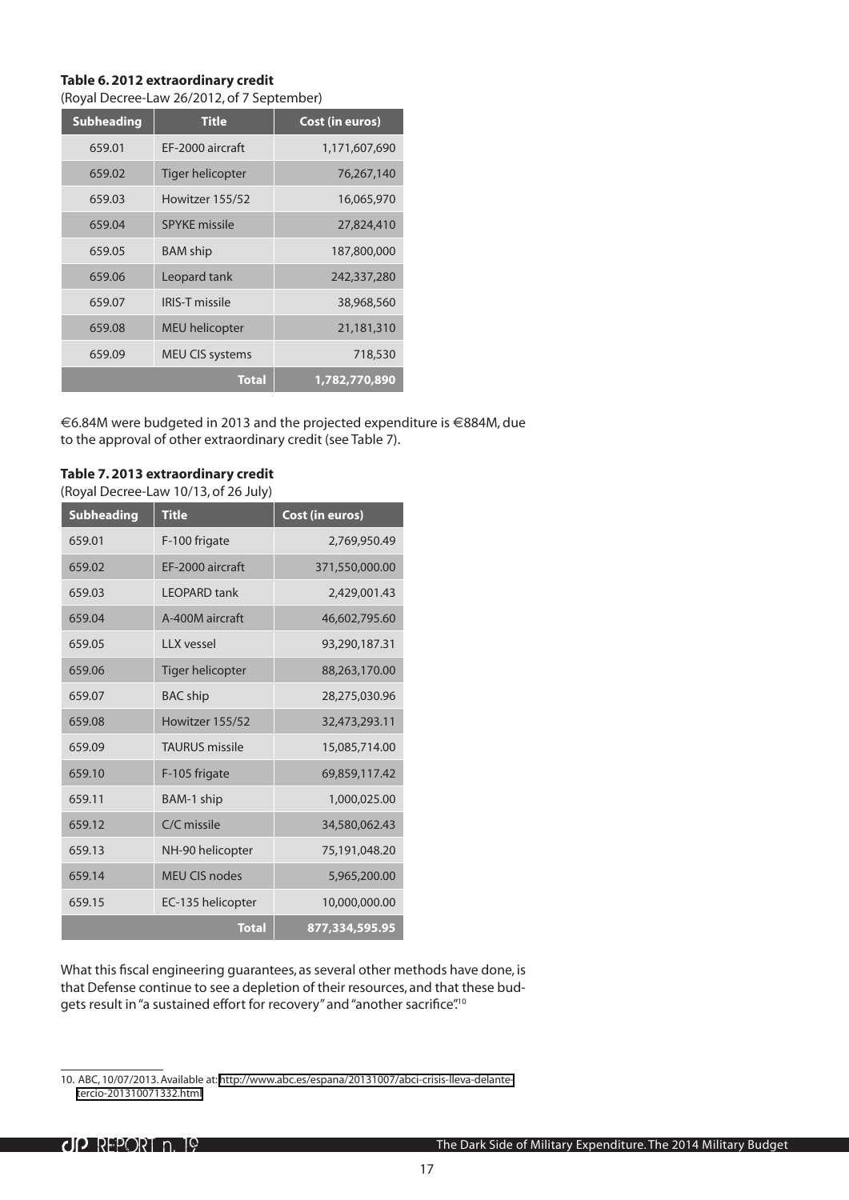**Table 6. 2012 extraordinary credit**

(Royal Decree-Law 26/2012, of 7 September)

| Subheading | Title | Cost (in euros) |
|---|---|---|
| 659.01 | EF-2000 aircraft | 1,171,607,690 |
| 659.02 | Tiger helicopter | 76,267,140 |
| 659.03 | Howitzer 155/52 | 16,065,970 |
| 659.04 | SPYKE missile | 27,824,410 |
| 659.05 | BAM ship | 187,800,000 |
| 659.06 | Leopard tank | 242,337,280 |
| 659.07 | IRIS-T missile | 38,968,560 |
| 659.08 | MEU helicopter | 21,181,310 |
| 659.09 | MEU CIS systems | 718,530 |
| | **Total** | **1,782,770,890** |

€6.84M were budgeted in 2013 and the projected expenditure is €884M, due to the approval of other extraordinary credit (see Table 7).

**Table 7. 2013 extraordinary credit**

(Royal Decree-Law 10/13, of 26 July)

| Subheading | Title | Cost (in euros) |
|---|---|---|
| 659.01 | F-100 frigate | 2,769,950.49 |
| 659.02 | EF-2000 aircraft | 371,550,000.00 |
| 659.03 | LEOPARD tank | 2,429,001.43 |
| 659.04 | A-400M aircraft | 46,602,795.60 |
| 659.05 | LLX vessel | 93,290,187.31 |
| 659.06 | Tiger helicopter | 88,263,170.00 |
| 659.07 | BAC ship | 28,275,030.96 |
| 659.08 | Howitzer 155/52 | 32,473,293.11 |
| 659.09 | TAURUS missile | 15,085,714.00 |
| 659.10 | F-105 frigate | 69,859,117.42 |
| 659.11 | BAM-1 ship | 1,000,025.00 |
| 659.12 | C/C missile | 34,580,062.43 |
| 659.13 | NH-90 helicopter | 75,191,048.20 |
| 659.14 | MEU CIS nodes | 5,965,200.00 |
| 659.15 | EC-135 helicopter | 10,000,000.00 |
| | **Total** | **877,334,595.95** |

What this fiscal engineering guarantees, as several other methods have done, is that Defense continue to see a depletion of their resources, and that these budgets result in "a sustained effort for recovery" and "another sacrifice".[10]

---

10. ABC, 10/07/2013. Available at: http://www.abc.es/espana/20131007/abci-crisis-lleva-delante-tercio-201310071332.html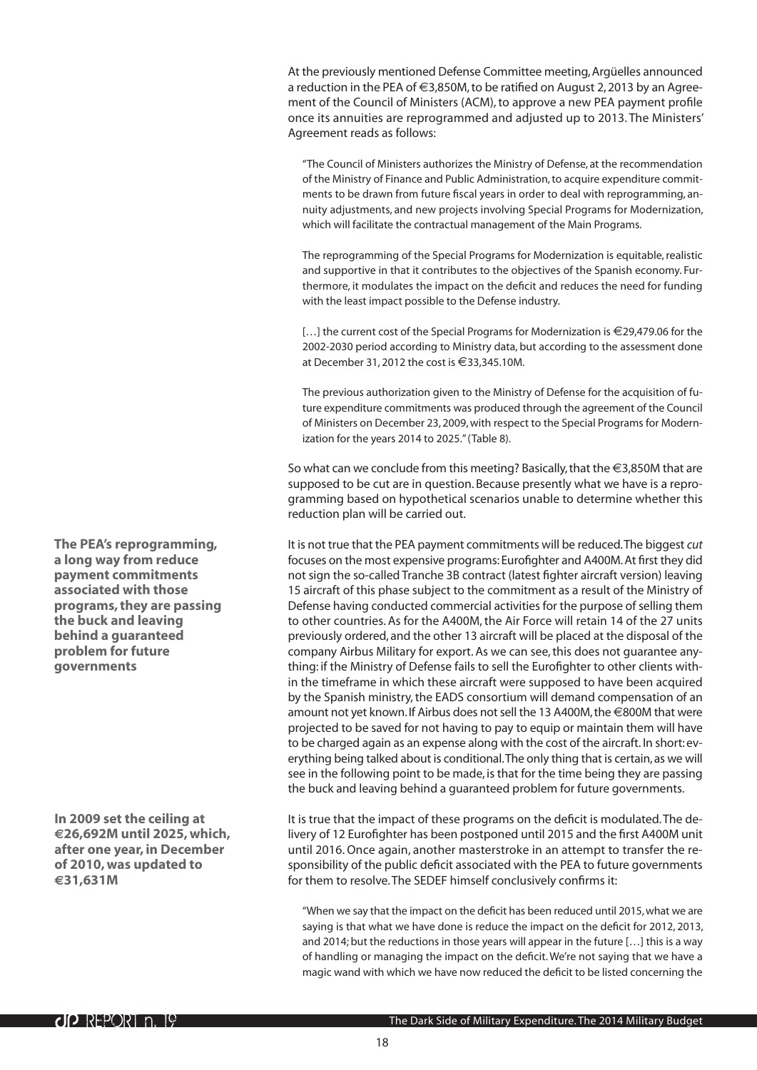At the previously mentioned Defense Committee meeting, Argüelles announced a reduction in the PEA of €3,850M, to be ratified on August 2, 2013 by an Agreement of the Council of Ministers (ACM), to approve a new PEA payment profile once its annuities are reprogrammed and adjusted up to 2013. The Ministers' Agreement reads as follows:

> "The Council of Ministers authorizes the Ministry of Defense, at the recommendation of the Ministry of Finance and Public Administration, to acquire expenditure commitments to be drawn from future fiscal years in order to deal with reprogramming, annuity adjustments, and new projects involving Special Programs for Modernization, which will facilitate the contractual management of the Main Programs.
>
> The reprogramming of the Special Programs for Modernization is equitable, realistic and supportive in that it contributes to the objectives of the Spanish economy. Furthermore, it modulates the impact on the deficit and reduces the need for funding with the least impact possible to the Defense industry.
>
> […] the current cost of the Special Programs for Modernization is €29,479.06 for the 2002-2030 period according to Ministry data, but according to the assessment done at December 31, 2012 the cost is €33,345.10M.
>
> The previous authorization given to the Ministry of Defense for the acquisition of future expenditure commitments was produced through the agreement of the Council of Ministers on December 23, 2009, with respect to the Special Programs for Modernization for the years 2014 to 2025." (Table 8).

So what can we conclude from this meeting? Basically, that the €3,850M that are supposed to be cut are in question. Because presently what we have is a reprogramming based on hypothetical scenarios unable to determine whether this reduction plan will be carried out.

**The PEA's reprogramming, a long way from reduce payment commitments associated with those programs, they are passing the buck and leaving behind a guaranteed problem for future governments**

It is not true that the PEA payment commitments will be reduced. The biggest *cut* focuses on the most expensive programs: Eurofighter and A400M. At first they did not sign the so-called Tranche 3B contract (latest fighter aircraft version) leaving 15 aircraft of this phase subject to the commitment as a result of the Ministry of Defense having conducted commercial activities for the purpose of selling them to other countries. As for the A400M, the Air Force will retain 14 of the 27 units previously ordered, and the other 13 aircraft will be placed at the disposal of the company Airbus Military for export. As we can see, this does not guarantee anything: if the Ministry of Defense fails to sell the Eurofighter to other clients within the timeframe in which these aircraft were supposed to have been acquired by the Spanish ministry, the EADS consortium will demand compensation of an amount not yet known. If Airbus does not sell the 13 A400M, the €800M that were projected to be saved for not having to pay to equip or maintain them will have to be charged again as an expense along with the cost of the aircraft. In short: everything being talked about is conditional. The only thing that is certain, as we will see in the following point to be made, is that for the time being they are passing the buck and leaving behind a guaranteed problem for future governments.

**In 2009 set the ceiling at €26,692M until 2025, which, after one year, in December of 2010, was updated to €31,631M**

It is true that the impact of these programs on the deficit is modulated. The delivery of 12 Eurofighter has been postponed until 2015 and the first A400M unit until 2016. Once again, another masterstroke in an attempt to transfer the responsibility of the public deficit associated with the PEA to future governments for them to resolve. The SEDEF himself conclusively confirms it:

> "When we say that the impact on the deficit has been reduced until 2015, what we are saying is that what we have done is reduce the impact on the deficit for 2012, 2013, and 2014; but the reductions in those years will appear in the future […] this is a way of handling or managing the impact on the deficit. We're not saying that we have a magic wand with which we have now reduced the deficit to be listed concerning the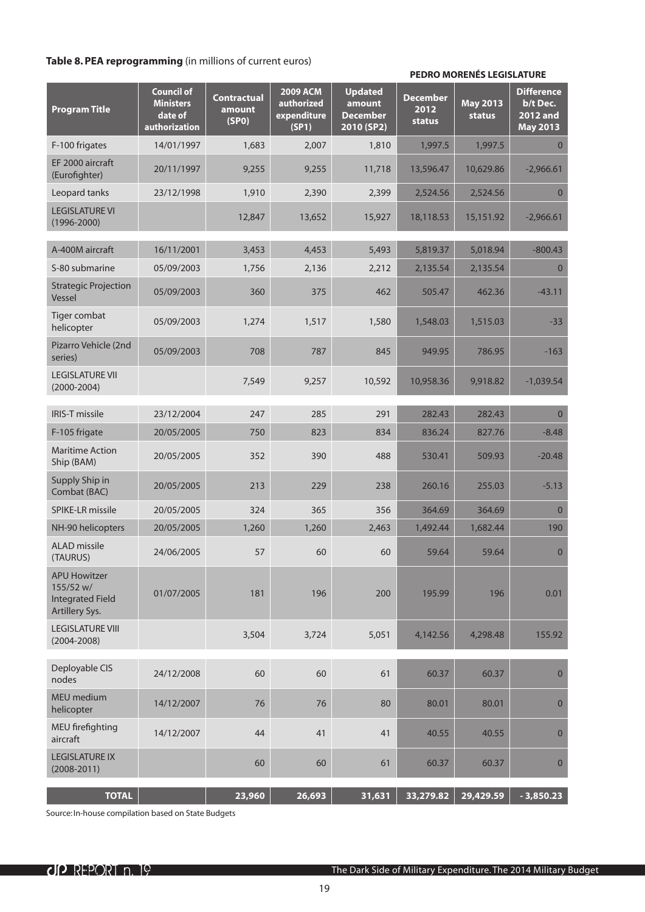**Table 8. PEA reprogramming** (in millions of current euros)

**PEDRO MORENÉS LEGISLATURE**

| Program Title | Council of Ministers date of authorization | Contractual amount (SP0) | 2009 ACM authorized expenditure (SP1) | Updated amount December 2010 (SP2) | December 2012 status | May 2013 status | Difference b/t Dec. 2012 and May 2013 |
|---|---|---|---|---|---|---|---|
| F-100 frigates | 14/01/1997 | 1,683 | 2,007 | 1,810 | 1,997.5 | 1,997.5 | 0 |
| EF 2000 aircraft (Eurofighter) | 20/11/1997 | 9,255 | 9,255 | 11,718 | 13,596.47 | 10,629.86 | -2,966.61 |
| Leopard tanks | 23/12/1998 | 1,910 | 2,390 | 2,399 | 2,524.56 | 2,524.56 | 0 |
| LEGISLATURE VI (1996-2000) | | 12,847 | 13,652 | 15,927 | 18,118.53 | 15,151.92 | -2,966.61 |
| A-400M aircraft | 16/11/2001 | 3,453 | 4,453 | 5,493 | 5,819.37 | 5,018.94 | -800.43 |
| S-80 submarine | 05/09/2003 | 1,756 | 2,136 | 2,212 | 2,135.54 | 2,135.54 | 0 |
| Strategic Projection Vessel | 05/09/2003 | 360 | 375 | 462 | 505.47 | 462.36 | -43.11 |
| Tiger combat helicopter | 05/09/2003 | 1,274 | 1,517 | 1,580 | 1,548.03 | 1,515.03 | -33 |
| Pizarro Vehicle (2nd series) | 05/09/2003 | 708 | 787 | 845 | 949.95 | 786.95 | -163 |
| LEGISLATURE VII (2000-2004) | | 7,549 | 9,257 | 10,592 | 10,958.36 | 9,918.82 | -1,039.54 |
| IRIS-T missile | 23/12/2004 | 247 | 285 | 291 | 282.43 | 282.43 | 0 |
| F-105 frigate | 20/05/2005 | 750 | 823 | 834 | 836.24 | 827.76 | -8.48 |
| Maritime Action Ship (BAM) | 20/05/2005 | 352 | 390 | 488 | 530.41 | 509.93 | -20.48 |
| Supply Ship in Combat (BAC) | 20/05/2005 | 213 | 229 | 238 | 260.16 | 255.03 | -5.13 |
| SPIKE-LR missile | 20/05/2005 | 324 | 365 | 356 | 364.69 | 364.69 | 0 |
| NH-90 helicopters | 20/05/2005 | 1,260 | 1,260 | 2,463 | 1,492.44 | 1,682.44 | 190 |
| ALAD missile (TAURUS) | 24/06/2005 | 57 | 60 | 60 | 59.64 | 59.64 | 0 |
| APU Howitzer 155/52 w/ Integrated Field Artillery Sys. | 01/07/2005 | 181 | 196 | 200 | 195.99 | 196 | 0.01 |
| LEGISLATURE VIII (2004-2008) | | 3,504 | 3,724 | 5,051 | 4,142.56 | 4,298.48 | 155.92 |
| Deployable CIS nodes | 24/12/2008 | 60 | 60 | 61 | 60.37 | 60.37 | 0 |
| MEU medium helicopter | 14/12/2007 | 76 | 76 | 80 | 80.01 | 80.01 | 0 |
| MEU firefighting aircraft | 14/12/2007 | 44 | 41 | 41 | 40.55 | 40.55 | 0 |
| LEGISLATURE IX (2008-2011) | | 60 | 60 | 61 | 60.37 | 60.37 | 0 |
| **TOTAL** | | **23,960** | **26,693** | **31,631** | **33,279.82** | **29,429.59** | **- 3,850.23** |

Source: In-house compilation based on State Budgets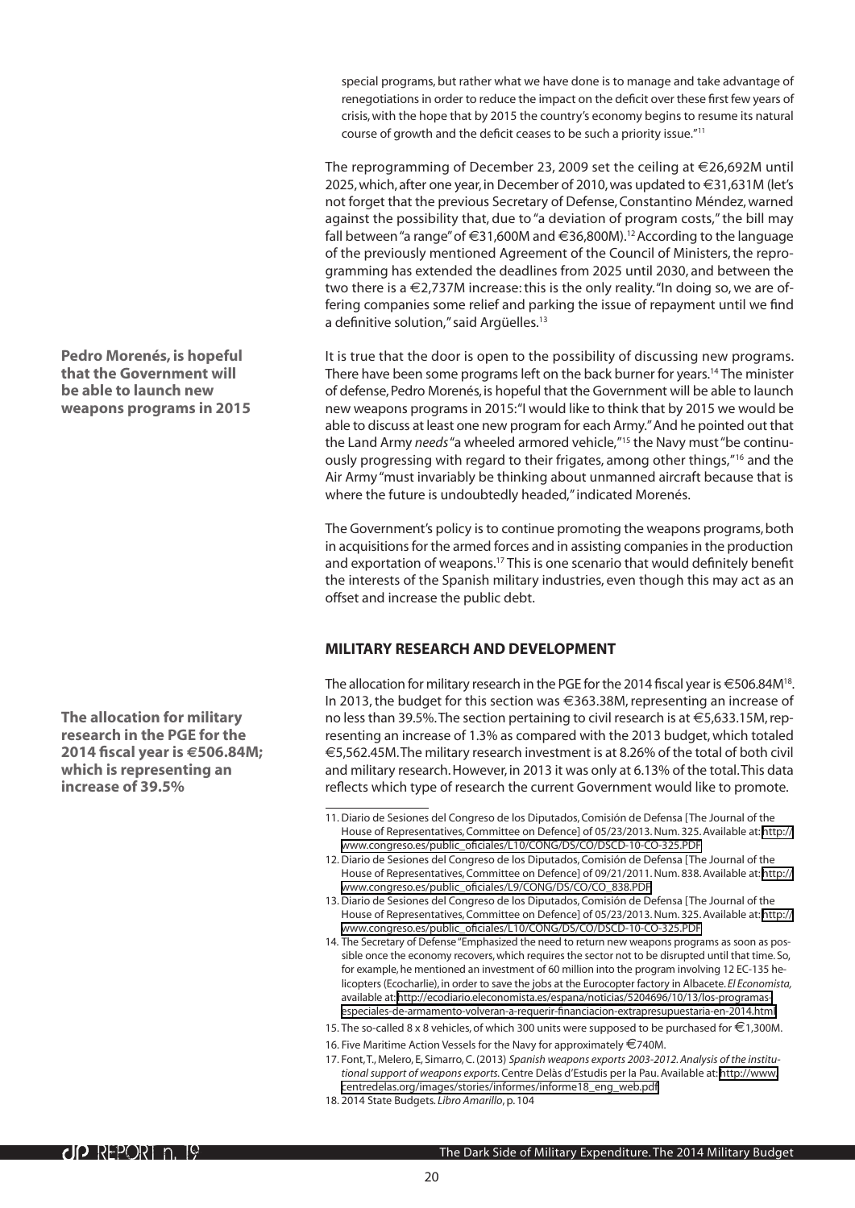special programs, but rather what we have done is to manage and take advantage of renegotiations in order to reduce the impact on the deficit over these first few years of crisis, with the hope that by 2015 the country's economy begins to resume its natural course of growth and the deficit ceases to be such a priority issue."[11]

The reprogramming of December 23, 2009 set the ceiling at €26,692M until 2025, which, after one year, in December of 2010, was updated to €31,631M (let's not forget that the previous Secretary of Defense, Constantino Méndez, warned against the possibility that, due to "a deviation of program costs," the bill may fall between "a range" of €31,600M and €36,800M).[12] According to the language of the previously mentioned Agreement of the Council of Ministers, the reprogramming has extended the deadlines from 2025 until 2030, and between the two there is a €2,737M increase: this is the only reality. "In doing so, we are offering companies some relief and parking the issue of repayment until we find a definitive solution," said Argüelles.[13]

**Pedro Morenés, is hopeful that the Government will be able to launch new weapons programs in 2015**

It is true that the door is open to the possibility of discussing new programs. There have been some programs left on the back burner for years.[14] The minister of defense, Pedro Morenés, is hopeful that the Government will be able to launch new weapons programs in 2015: "I would like to think that by 2015 we would be able to discuss at least one new program for each Army." And he pointed out that the Land Army *needs* "a wheeled armored vehicle,"[15] the Navy must "be continuously progressing with regard to their frigates, among other things,"[16] and the Air Army "must invariably be thinking about unmanned aircraft because that is where the future is undoubtedly headed," indicated Morenés.

The Government's policy is to continue promoting the weapons programs, both in acquisitions for the armed forces and in assisting companies in the production and exportation of weapons.[17] This is one scenario that would definitely benefit the interests of the Spanish military industries, even though this may act as an offset and increase the public debt.

## MILITARY RESEARCH AND DEVELOPMENT

**The allocation for military research in the PGE for the 2014 fiscal year is €506.84M; which is representing an increase of 39.5%**

The allocation for military research in the PGE for the 2014 fiscal year is €506.84M[18]. In 2013, the budget for this section was €363.38M, representing an increase of no less than 39.5%. The section pertaining to civil research is at €5,633.15M, representing an increase of 1.3% as compared with the 2013 budget, which totaled €5,562.45M. The military research investment is at 8.26% of the total of both civil and military research. However, in 2013 it was only at 6.13% of the total. This data reflects which type of research the current Government would like to promote.

---

11. Diario de Sesiones del Congreso de los Diputados, Comisión de Defensa [The Journal of the House of Representatives, Committee on Defence] of 05/23/2013. Num. 325. Available at: http://www.congreso.es/public_oficiales/L10/CONG/DS/CO/DSCD-10-CO-325.PDF
12. Diario de Sesiones del Congreso de los Diputados, Comisión de Defensa [The Journal of the House of Representatives, Committee on Defence] of 09/21/2011. Num. 838. Available at: http://www.congreso.es/public_oficiales/L9/CONG/DS/CO/CO_838.PDF
13. Diario de Sesiones del Congreso de los Diputados, Comisión de Defensa [The Journal of the House of Representatives, Committee on Defence] of 05/23/2013. Num. 325. Available at: http://www.congreso.es/public_oficiales/L10/CONG/DS/CO/DSCD-10-CO-325.PDF
14. The Secretary of Defense "Emphasized the need to return new weapons programs as soon as possible once the economy recovers, which requires the sector not to be disrupted until that time. So, for example, he mentioned an investment of 60 million into the program involving 12 EC-135 helicopters (Ecocharlie), in order to save the jobs at the Eurocopter factory in Albacete. *El Economista*, available at: http://ecodiario.eleconomista.es/espana/noticias/5204696/10/13/los-programas-especiales-de-armamento-volveran-a-requerir-financiacion-extrapresupuestaria-en-2014.html
15. The so-called 8 x 8 vehicles, of which 300 units were supposed to be purchased for €1,300M.
16. Five Maritime Action Vessels for the Navy for approximately €740M.
17. Font, T., Melero, E, Simarro, C. (2013) *Spanish weapons exports 2003-2012. Analysis of the institutional support of weapons exports*. Centre Delàs d'Estudis per la Pau. Available at: http://www.centredelas.org/images/stories/informes/informe18_eng_web.pdf
18. 2014 State Budgets. *Libro Amarillo*, p. 104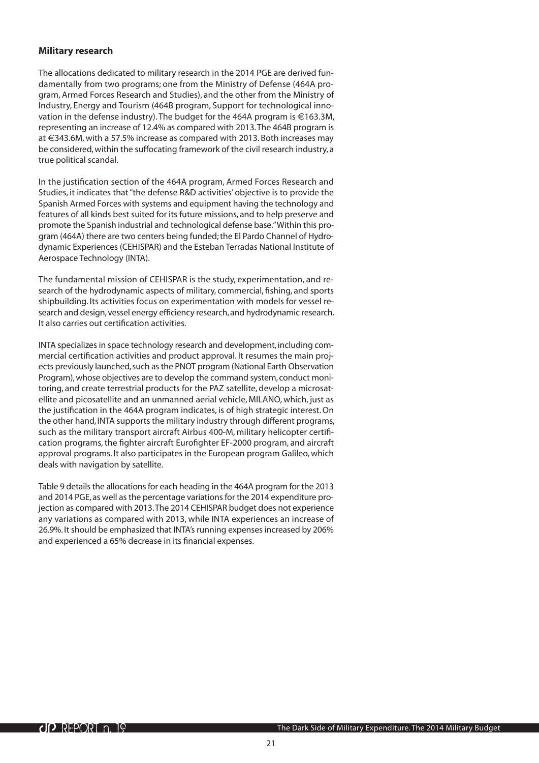### Military research

The allocations dedicated to military research in the 2014 PGE are derived fundamentally from two programs; one from the Ministry of Defense (464A program, Armed Forces Research and Studies), and the other from the Ministry of Industry, Energy and Tourism (464B program, Support for technological innovation in the defense industry). The budget for the 464A program is €163.3M, representing an increase of 12.4% as compared with 2013. The 464B program is at €343.6M, with a 57.5% increase as compared with 2013. Both increases may be considered, within the suffocating framework of the civil research industry, a true political scandal.

In the justification section of the 464A program, Armed Forces Research and Studies, it indicates that "the defense R&D activities' objective is to provide the Spanish Armed Forces with systems and equipment having the technology and features of all kinds best suited for its future missions, and to help preserve and promote the Spanish industrial and technological defense base." Within this program (464A) there are two centers being funded; the El Pardo Channel of Hydrodynamic Experiences (CEHISPAR) and the Esteban Terradas National Institute of Aerospace Technology (INTA).

The fundamental mission of CEHISPAR is the study, experimentation, and research of the hydrodynamic aspects of military, commercial, fishing, and sports shipbuilding. Its activities focus on experimentation with models for vessel research and design, vessel energy efficiency research, and hydrodynamic research. It also carries out certification activities.

INTA specializes in space technology research and development, including commercial certification activities and product approval. It resumes the main projects previously launched, such as the PNOT program (National Earth Observation Program), whose objectives are to develop the command system, conduct monitoring, and create terrestrial products for the PAZ satellite, develop a microsatellite and picosatellite and an unmanned aerial vehicle, MILANO, which, just as the justification in the 464A program indicates, is of high strategic interest. On the other hand, INTA supports the military industry through different programs, such as the military transport aircraft Airbus 400-M, military helicopter certification programs, the fighter aircraft Eurofighter EF-2000 program, and aircraft approval programs. It also participates in the European program Galileo, which deals with navigation by satellite.

Table 9 details the allocations for each heading in the 464A program for the 2013 and 2014 PGE, as well as the percentage variations for the 2014 expenditure projection as compared with 2013. The 2014 CEHISPAR budget does not experience any variations as compared with 2013, while INTA experiences an increase of 26.9%. It should be emphasized that INTA's running expenses increased by 206% and experienced a 65% decrease in its financial expenses.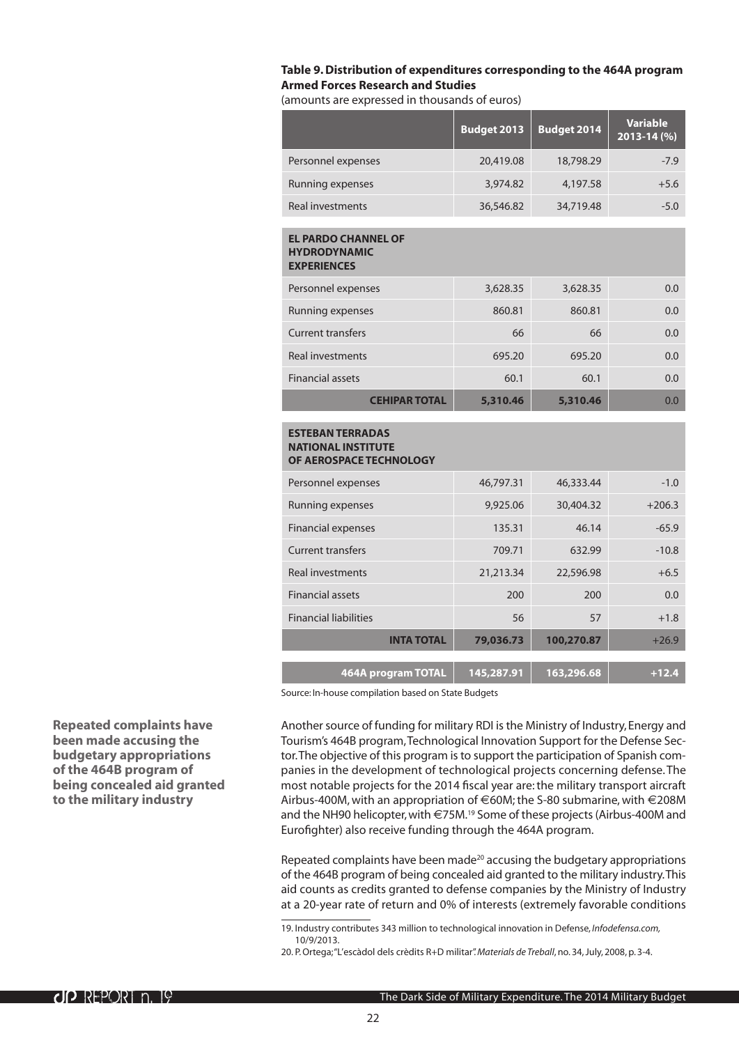**Table 9. Distribution of expenditures corresponding to the 464A program Armed Forces Research and Studies**

(amounts are expressed in thousands of euros)

| | Budget 2013 | Budget 2014 | Variable 2013-14 (%) |
|---|---|---|---|
| Personnel expenses | 20,419.08 | 18,798.29 | -7.9 |
| Running expenses | 3,974.82 | 4,197.58 | +5.6 |
| Real investments | 36,546.82 | 34,719.48 | -5.0 |
| **EL PARDO CHANNEL OF HYDRODYNAMIC EXPERIENCES** | | | |
| Personnel expenses | 3,628.35 | 3,628.35 | 0.0 |
| Running expenses | 860.81 | 860.81 | 0.0 |
| Current transfers | 66 | 66 | 0.0 |
| Real investments | 695.20 | 695.20 | 0.0 |
| Financial assets | 60.1 | 60.1 | 0.0 |
| **CEHIPAR TOTAL** | **5,310.46** | **5,310.46** | 0.0 |
| **ESTEBAN TERRADAS NATIONAL INSTITUTE OF AEROSPACE TECHNOLOGY** | | | |
| Personnel expenses | 46,797.31 | 46,333.44 | -1.0 |
| Running expenses | 9,925.06 | 30,404.32 | +206.3 |
| Financial expenses | 135.31 | 46.14 | -65.9 |
| Current transfers | 709.71 | 632.99 | -10.8 |
| Real investments | 21,213.34 | 22,596.98 | +6.5 |
| Financial assets | 200 | 200 | 0.0 |
| Financial liabilities | 56 | 57 | +1.8 |
| **INTA TOTAL** | **79,036.73** | **100,270.87** | +26.9 |
| **464A program TOTAL** | **145,287.91** | **163,296.68** | **+12.4** |

Source: In-house compilation based on State Budgets

**Repeated complaints have been made accusing the budgetary appropriations of the 464B program of being concealed aid granted to the military industry**

Another source of funding for military RDI is the Ministry of Industry, Energy and Tourism's 464B program, Technological Innovation Support for the Defense Sector. The objective of this program is to support the participation of Spanish companies in the development of technological projects concerning defense. The most notable projects for the 2014 fiscal year are: the military transport aircraft Airbus-400M, with an appropriation of €60M; the S-80 submarine, with €208M and the NH90 helicopter, with €75M.[19] Some of these projects (Airbus-400M and Eurofighter) also receive funding through the 464A program.

Repeated complaints have been made[20] accusing the budgetary appropriations of the 464B program of being concealed aid granted to the military industry. This aid counts as credits granted to defense companies by the Ministry of Industry at a 20-year rate of return and 0% of interests (extremely favorable conditions

19. Industry contributes 343 million to technological innovation in Defense, *Infodefensa.com*, 10/9/2013.

20. P. Ortega; "L'escàdol dels crèdits R+D militar". *Materials de Treball*, no. 34, July, 2008, p. 3-4.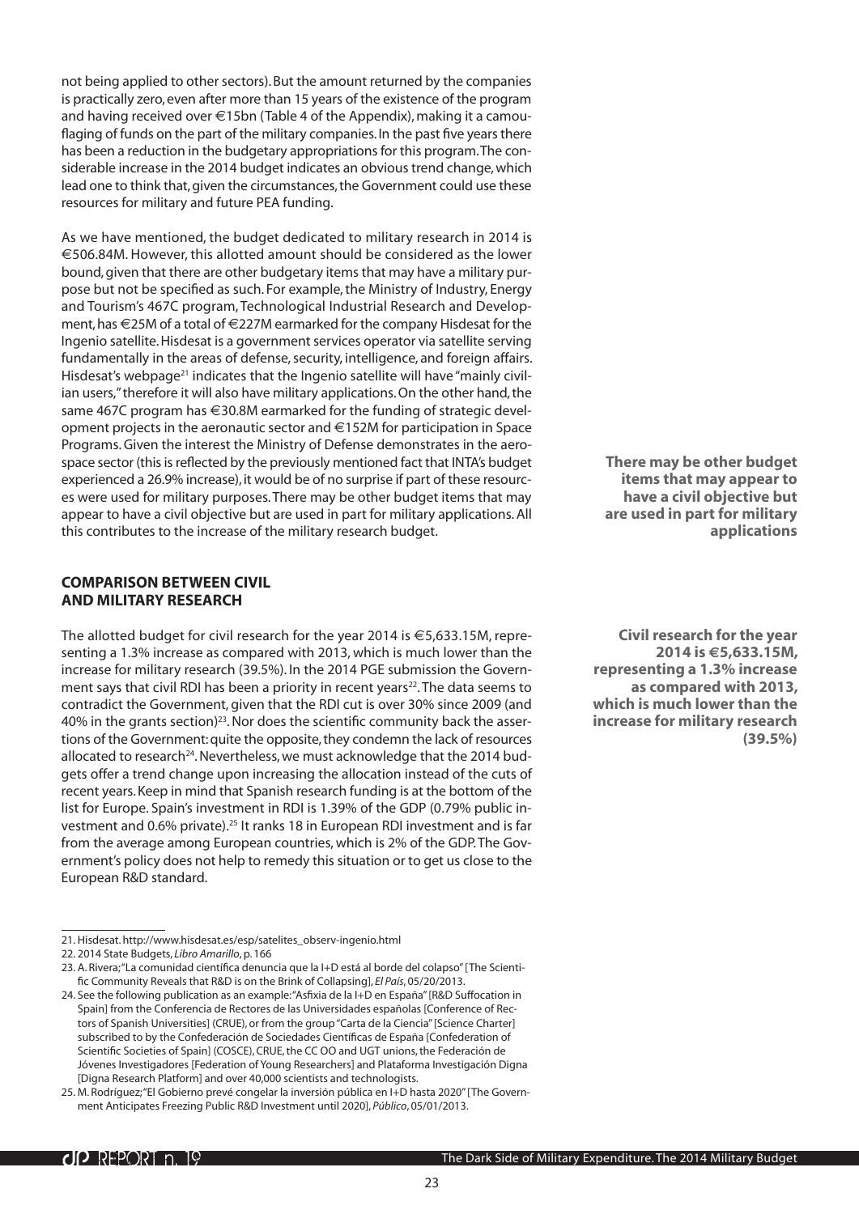not being applied to other sectors). But the amount returned by the companies is practically zero, even after more than 15 years of the existence of the program and having received over €15bn (Table 4 of the Appendix), making it a camouflaging of funds on the part of the military companies. In the past five years there has been a reduction in the budgetary appropriations for this program. The considerable increase in the 2014 budget indicates an obvious trend change, which lead one to think that, given the circumstances, the Government could use these resources for military and future PEA funding.

As we have mentioned, the budget dedicated to military research in 2014 is €506.84M. However, this allotted amount should be considered as the lower bound, given that there are other budgetary items that may have a military purpose but not be specified as such. For example, the Ministry of Industry, Energy and Tourism's 467C program, Technological Industrial Research and Development, has €25M of a total of €227M earmarked for the company Hisdesat for the Ingenio satellite. Hisdesat is a government services operator via satellite serving fundamentally in the areas of defense, security, intelligence, and foreign affairs. Hisdesat's webpage[21] indicates that the Ingenio satellite will have "mainly civilian users," therefore it will also have military applications. On the other hand, the same 467C program has €30.8M earmarked for the funding of strategic development projects in the aeronautic sector and €152M for participation in Space Programs. Given the interest the Ministry of Defense demonstrates in the aerospace sector (this is reflected by the previously mentioned fact that INTA's budget experienced a 26.9% increase), it would be of no surprise if part of these resources were used for military purposes. There may be other budget items that may appear to have a civil objective but are used in part for military applications. All this contributes to the increase of the military research budget.

**There may be other budget items that may appear to have a civil objective but are used in part for military applications**

## COMPARISON BETWEEN CIVIL AND MILITARY RESEARCH

The allotted budget for civil research for the year 2014 is €5,633.15M, representing a 1.3% increase as compared with 2013, which is much lower than the increase for military research (39.5%). In the 2014 PGE submission the Government says that civil RDI has been a priority in recent years[22]. The data seems to contradict the Government, given that the RDI cut is over 30% since 2009 (and 40% in the grants section)[23]. Nor does the scientific community back the assertions of the Government: quite the opposite, they condemn the lack of resources allocated to research[24]. Nevertheless, we must acknowledge that the 2014 budgets offer a trend change upon increasing the allocation instead of the cuts of recent years. Keep in mind that Spanish research funding is at the bottom of the list for Europe. Spain's investment in RDI is 1.39% of the GDP (0.79% public investment and 0.6% private).[25] It ranks 18 in European RDI investment and is far from the average among European countries, which is 2% of the GDP. The Government's policy does not help to remedy this situation or to get us close to the European R&D standard.

**Civil research for the year 2014 is €5,633.15M, representing a 1.3% increase as compared with 2013, which is much lower than the increase for military research (39.5%)**

---

21. Hisdesat. http://www.hisdesat.es/esp/satelites_observ-ingenio.html
22. 2014 State Budgets, *Libro Amarillo*, p. 166
23. A. Rivera; "La comunidad científica denuncia que la I+D está al borde del colapso" [The Scientific Community Reveals that R&D is on the Brink of Collapsing], *El País*, 05/20/2013.
24. See the following publication as an example: "Asfixia de la I+D en España" [R&D Suffocation in Spain] from the Conferencia de Rectores de las Universidades españolas [Conference of Rectors of Spanish Universities] (CRUE), or from the group "Carta de la Ciencia" [Science Charter] subscribed to by the Confederación de Sociedades Científicas de España [Confederation of Scientific Societies of Spain] (COSCE), CRUE, the CC OO and UGT unions, the Federación de Jóvenes Investigadores [Federation of Young Researchers] and Plataforma Investigación Digna [Digna Research Platform] and over 40,000 scientists and technologists.
25. M. Rodríguez; "El Gobierno prevé congelar la inversión pública en I+D hasta 2020" [The Government Anticipates Freezing Public R&D Investment until 2020], *Público*, 05/01/2013.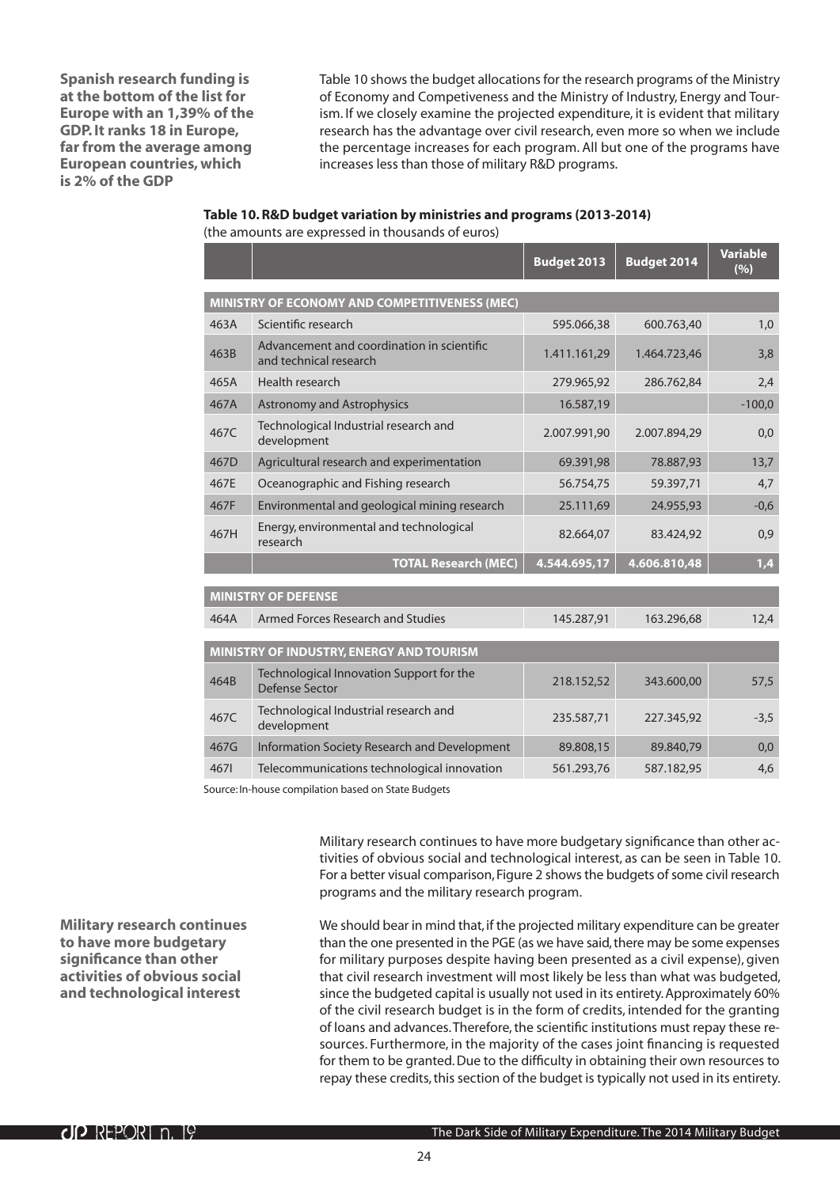**Spanish research funding is at the bottom of the list for Europe with an 1,39% of the GDP. It ranks 18 in Europe, far from the average among European countries, which is 2% of the GDP**

Table 10 shows the budget allocations for the research programs of the Ministry of Economy and Competiveness and the Ministry of Industry, Energy and Tourism. If we closely examine the projected expenditure, it is evident that military research has the advantage over civil research, even more so when we include the percentage increases for each program. All but one of the programs have increases less than those of military R&D programs.

**Table 10. R&D budget variation by ministries and programs (2013-2014)**
(the amounts are expressed in thousands of euros)

| | | Budget 2013 | Budget 2014 | Variable (%) |
|---|---|---|---|---|
| **MINISTRY OF ECONOMY AND COMPETITIVENESS (MEC)** | | | | |
| 463A | Scientific research | 595.066,38 | 600.763,40 | 1,0 |
| 463B | Advancement and coordination in scientific and technical research | 1.411.161,29 | 1.464.723,46 | 3,8 |
| 465A | Health research | 279.965,92 | 286.762,84 | 2,4 |
| 467A | Astronomy and Astrophysics | 16.587,19 | | -100,0 |
| 467C | Technological Industrial research and development | 2.007.991,90 | 2.007.894,29 | 0,0 |
| 467D | Agricultural research and experimentation | 69.391,98 | 78.887,93 | 13,7 |
| 467E | Oceanographic and Fishing research | 56.754,75 | 59.397,71 | 4,7 |
| 467F | Environmental and geological mining research | 25.111,69 | 24.955,93 | -0,6 |
| 467H | Energy, environmental and technological research | 82.664,07 | 83.424,92 | 0,9 |
| | **TOTAL Research (MEC)** | **4.544.695,17** | **4.606.810,48** | **1,4** |
| **MINISTRY OF DEFENSE** | | | | |
| 464A | Armed Forces Research and Studies | 145.287,91 | 163.296,68 | 12,4 |
| **MINISTRY OF INDUSTRY, ENERGY AND TOURISM** | | | | |
| 464B | Technological Innovation Support for the Defense Sector | 218.152,52 | 343.600,00 | 57,5 |
| 467C | Technological Industrial research and development | 235.587,71 | 227.345,92 | -3,5 |
| 467G | Information Society Research and Development | 89.808,15 | 89.840,79 | 0,0 |
| 467I | Telecommunications technological innovation | 561.293,76 | 587.182,95 | 4,6 |

Source: In-house compilation based on State Budgets

Military research continues to have more budgetary significance than other activities of obvious social and technological interest, as can be seen in Table 10. For a better visual comparison, Figure 2 shows the budgets of some civil research programs and the military research program.

**Military research continues to have more budgetary significance than other activities of obvious social and technological interest**

We should bear in mind that, if the projected military expenditure can be greater than the one presented in the PGE (as we have said, there may be some expenses for military purposes despite having been presented as a civil expense), given that civil research investment will most likely be less than what was budgeted, since the budgeted capital is usually not used in its entirety. Approximately 60% of the civil research budget is in the form of credits, intended for the granting of loans and advances. Therefore, the scientific institutions must repay these resources. Furthermore, in the majority of the cases joint financing is requested for them to be granted. Due to the difficulty in obtaining their own resources to repay these credits, this section of the budget is typically not used in its entirety.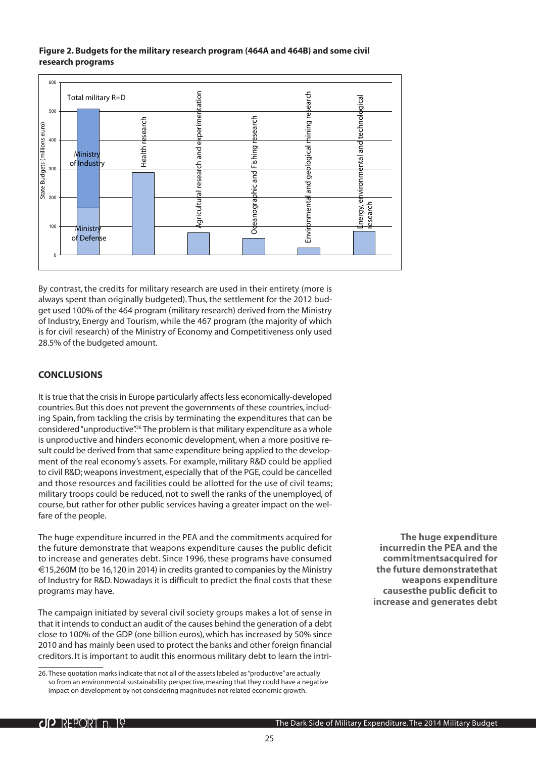**Figure 2. Budgets for the military research program (464A and 464B) and some civil research programs**

By contrast, the credits for military research are used in their entirety (more is always spent than originally budgeted). Thus, the settlement for the 2012 budget used 100% of the 464 program (military research) derived from the Ministry of Industry, Energy and Tourism, while the 467 program (the majority of which is for civil research) of the Ministry of Economy and Competitiveness only used 28.5% of the budgeted amount.

## CONCLUSIONS

It is true that the crisis in Europe particularly affects less economically-developed countries. But this does not prevent the governments of these countries, including Spain, from tackling the crisis by terminating the expenditures that can be considered "unproductive".[26] The problem is that military expenditure as a whole is unproductive and hinders economic development, when a more positive result could be derived from that same expenditure being applied to the development of the real economy's assets. For example, military R&D could be applied to civil R&D; weapons investment, especially that of the PGE, could be cancelled and those resources and facilities could be allotted for the use of civil teams; military troops could be reduced, not to swell the ranks of the unemployed, of course, but rather for other public services having a greater impact on the welfare of the people.

The huge expenditure incurred in the PEA and the commitments acquired for the future demonstrate that weapons expenditure causes the public deficit to increase and generates debt. Since 1996, these programs have consumed €15,260M (to be 16,120 in 2014) in credits granted to companies by the Ministry of Industry for R&D. Nowadays it is difficult to predict the final costs that these programs may have.

**The huge expenditure incurredin the PEA and the commitmentsacquired for the future demonstratethat weapons expenditure causesthe public deficit to increase and generates debt**

The campaign initiated by several civil society groups makes a lot of sense in that it intends to conduct an audit of the causes behind the generation of a debt close to 100% of the GDP (one billion euros), which has increased by 50% since 2010 and has mainly been used to protect the banks and other foreign financial creditors. It is important to audit this enormous military debt to learn the intri-

26. These quotation marks indicate that not all of the assets labeled as "productive" are actually so from an environmental sustainability perspective, meaning that they could have a negative impact on development by not considering magnitudes not related economic growth.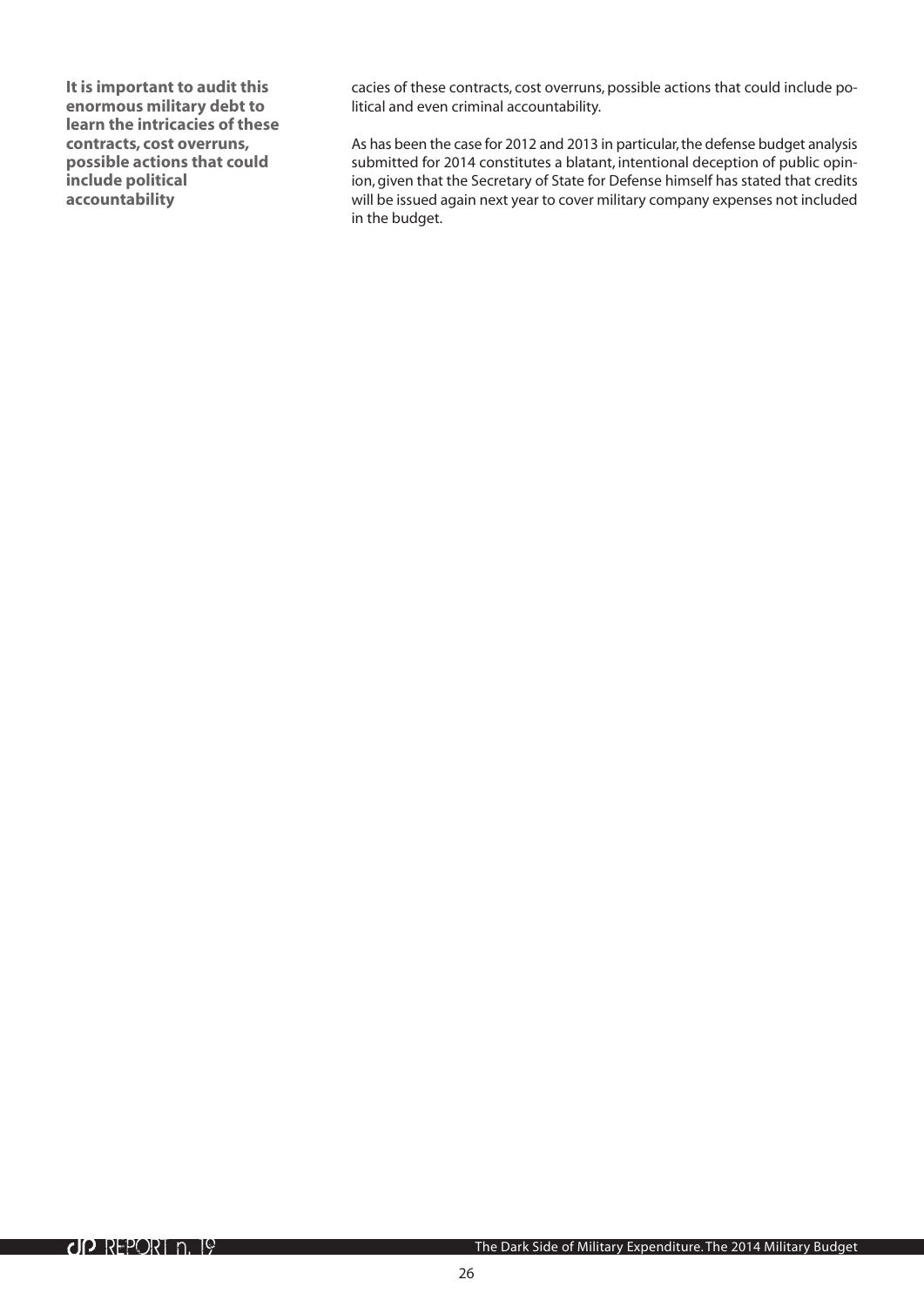**It is important to audit this enormous military debt to learn the intricacies of these contracts, cost overruns, possible actions that could include political accountability**

cacies of these contracts, cost overruns, possible actions that could include political and even criminal accountability.

As has been the case for 2012 and 2013 in particular, the defense budget analysis submitted for 2014 constitutes a blatant, intentional deception of public opinion, given that the Secretary of State for Defense himself has stated that credits will be issued again next year to cover military company expenses not included in the budget.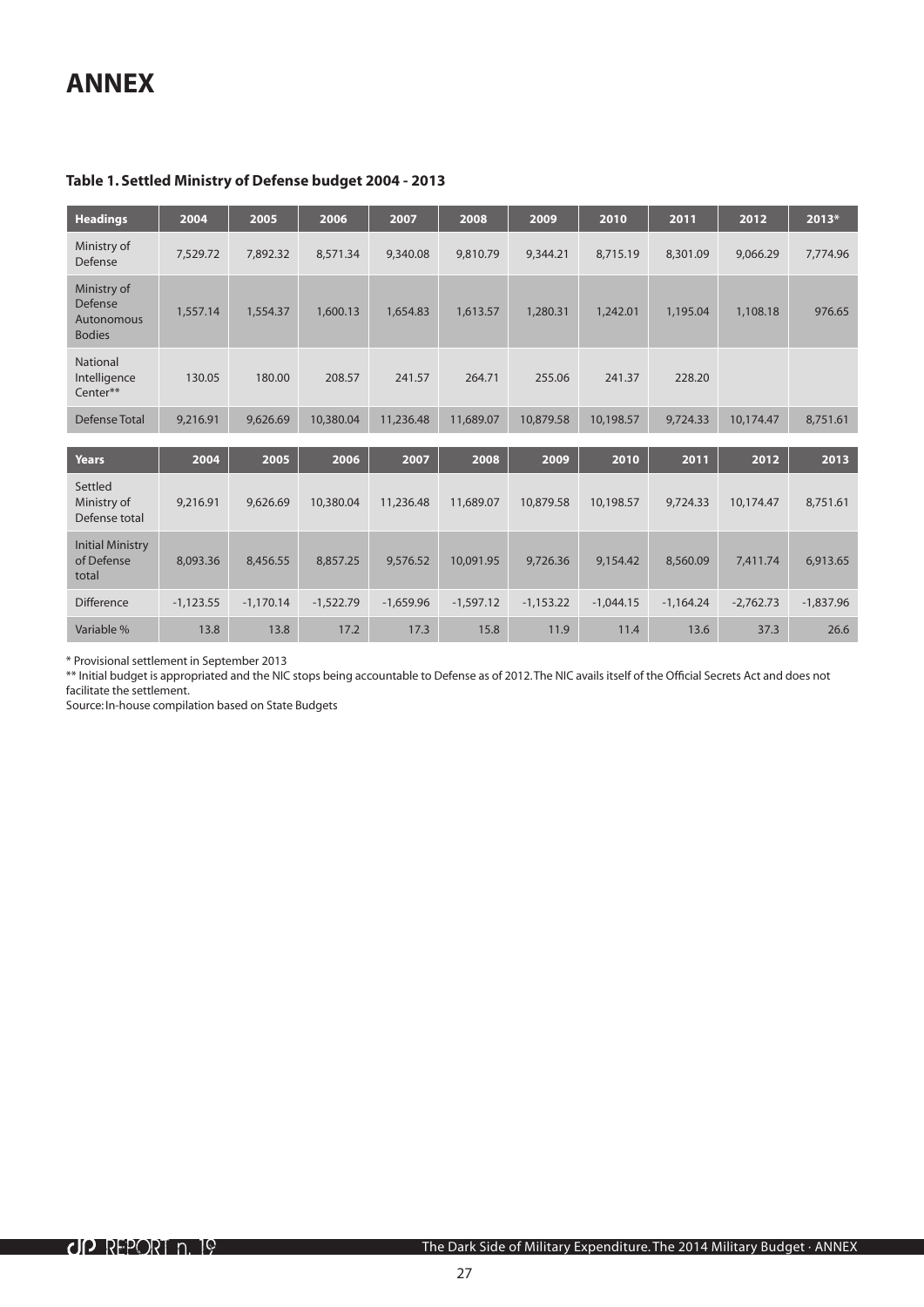# ANNEX

**Table 1. Settled Ministry of Defense budget 2004 - 2013**

| Headings | 2004 | 2005 | 2006 | 2007 | 2008 | 2009 | 2010 | 2011 | 2012 | 2013* |
|---|---|---|---|---|---|---|---|---|---|---|
| Ministry of Defense | 7,529.72 | 7,892.32 | 8,571.34 | 9,340.08 | 9,810.79 | 9,344.21 | 8,715.19 | 8,301.09 | 9,066.29 | 7,774.96 |
| Ministry of Defense Autonomous Bodies | 1,557.14 | 1,554.37 | 1,600.13 | 1,654.83 | 1,613.57 | 1,280.31 | 1,242.01 | 1,195.04 | 1,108.18 | 976.65 |
| National Intelligence Center** | 130.05 | 180.00 | 208.57 | 241.57 | 264.71 | 255.06 | 241.37 | 228.20 | | |
| Defense Total | 9,216.91 | 9,626.69 | 10,380.04 | 11,236.48 | 11,689.07 | 10,879.58 | 10,198.57 | 9,724.33 | 10,174.47 | 8,751.61 |

| Years | 2004 | 2005 | 2006 | 2007 | 2008 | 2009 | 2010 | 2011 | 2012 | 2013 |
|---|---|---|---|---|---|---|---|---|---|---|
| Settled Ministry of Defense total | 9,216.91 | 9,626.69 | 10,380.04 | 11,236.48 | 11,689.07 | 10,879.58 | 10,198.57 | 9,724.33 | 10,174.47 | 8,751.61 |
| Initial Ministry of Defense total | 8,093.36 | 8,456.55 | 8,857.25 | 9,576.52 | 10,091.95 | 9,726.36 | 9,154.42 | 8,560.09 | 7,411.74 | 6,913.65 |
| Difference | -1,123.55 | -1,170.14 | -1,522.79 | -1,659.96 | -1,597.12 | -1,153.22 | -1,044.15 | -1,164.24 | -2,762.73 | -1,837.96 |
| Variable % | 13.8 | 13.8 | 17.2 | 17.3 | 15.8 | 11.9 | 11.4 | 13.6 | 37.3 | 26.6 |

* Provisional settlement in September 2013

** Initial budget is appropriated and the NIC stops being accountable to Defense as of 2012. The NIC avails itself of the Official Secrets Act and does not facilitate the settlement.

Source: In-house compilation based on State Budgets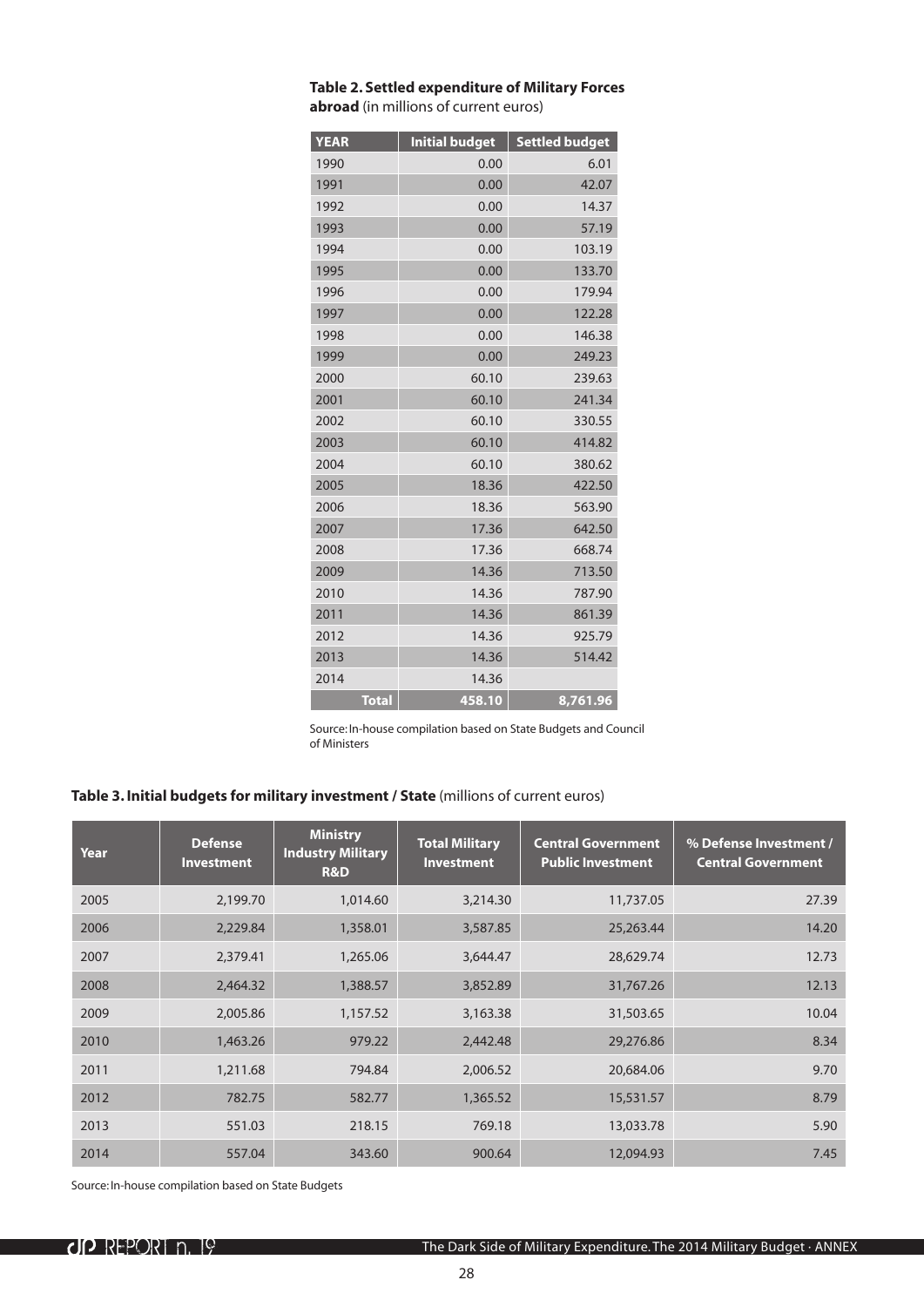**Table 2. Settled expenditure of Military Forces abroad** (in millions of current euros)

| YEAR | Initial budget | Settled budget |
|---|---|---|
| 1990 | 0.00 | 6.01 |
| 1991 | 0.00 | 42.07 |
| 1992 | 0.00 | 14.37 |
| 1993 | 0.00 | 57.19 |
| 1994 | 0.00 | 103.19 |
| 1995 | 0.00 | 133.70 |
| 1996 | 0.00 | 179.94 |
| 1997 | 0.00 | 122.28 |
| 1998 | 0.00 | 146.38 |
| 1999 | 0.00 | 249.23 |
| 2000 | 60.10 | 239.63 |
| 2001 | 60.10 | 241.34 |
| 2002 | 60.10 | 330.55 |
| 2003 | 60.10 | 414.82 |
| 2004 | 60.10 | 380.62 |
| 2005 | 18.36 | 422.50 |
| 2006 | 18.36 | 563.90 |
| 2007 | 17.36 | 642.50 |
| 2008 | 17.36 | 668.74 |
| 2009 | 14.36 | 713.50 |
| 2010 | 14.36 | 787.90 |
| 2011 | 14.36 | 861.39 |
| 2012 | 14.36 | 925.79 |
| 2013 | 14.36 | 514.42 |
| 2014 | 14.36 | |
| **Total** | **458.10** | **8,761.96** |

Source: In-house compilation based on State Budgets and Council of Ministers

**Table 3. Initial budgets for military investment / State** (millions of current euros)

| Year | Defense Investment | Ministry Industry Military R&D | Total Military Investment | Central Government Public Investment | % Defense Investment / Central Government |
|---|---|---|---|---|---|
| 2005 | 2,199.70 | 1,014.60 | 3,214.30 | 11,737.05 | 27.39 |
| 2006 | 2,229.84 | 1,358.01 | 3,587.85 | 25,263.44 | 14.20 |
| 2007 | 2,379.41 | 1,265.06 | 3,644.47 | 28,629.74 | 12.73 |
| 2008 | 2,464.32 | 1,388.57 | 3,852.89 | 31,767.26 | 12.13 |
| 2009 | 2,005.86 | 1,157.52 | 3,163.38 | 31,503.65 | 10.04 |
| 2010 | 1,463.26 | 979.22 | 2,442.48 | 29,276.86 | 8.34 |
| 2011 | 1,211.68 | 794.84 | 2,006.52 | 20,684.06 | 9.70 |
| 2012 | 782.75 | 582.77 | 1,365.52 | 15,531.57 | 8.79 |
| 2013 | 551.03 | 218.15 | 769.18 | 13,033.78 | 5.90 |
| 2014 | 557.04 | 343.60 | 900.64 | 12,094.93 | 7.45 |

Source: In-house compilation based on State Budgets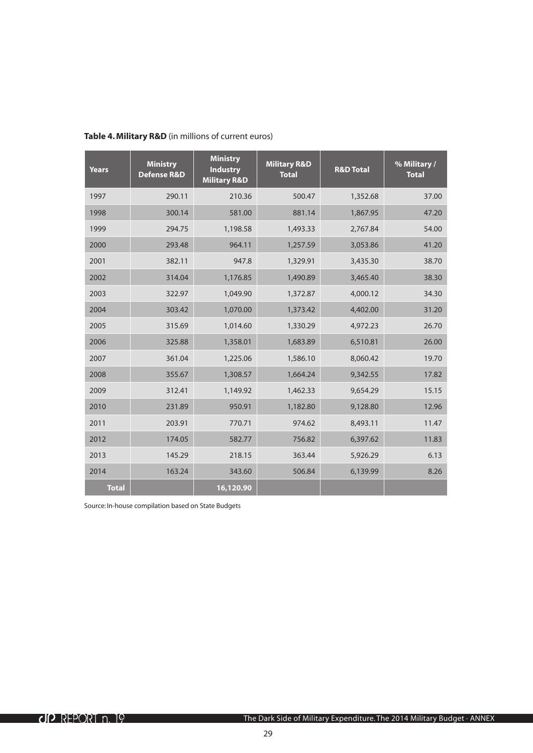**Table 4. Military R&D** (in millions of current euros)

| Years | Ministry Defense R&D | Ministry Industry Military R&D | Military R&D Total | R&D Total | % Military / Total |
|---|---|---|---|---|---|
| 1997 | 290.11 | 210.36 | 500.47 | 1,352.68 | 37.00 |
| 1998 | 300.14 | 581.00 | 881.14 | 1,867.95 | 47.20 |
| 1999 | 294.75 | 1,198.58 | 1,493.33 | 2,767.84 | 54.00 |
| 2000 | 293.48 | 964.11 | 1,257.59 | 3,053.86 | 41.20 |
| 2001 | 382.11 | 947.8 | 1,329.91 | 3,435.30 | 38.70 |
| 2002 | 314.04 | 1,176.85 | 1,490.89 | 3,465.40 | 38.30 |
| 2003 | 322.97 | 1,049.90 | 1,372.87 | 4,000.12 | 34.30 |
| 2004 | 303.42 | 1,070.00 | 1,373.42 | 4,402.00 | 31.20 |
| 2005 | 315.69 | 1,014.60 | 1,330.29 | 4,972.23 | 26.70 |
| 2006 | 325.88 | 1,358.01 | 1,683.89 | 6,510.81 | 26.00 |
| 2007 | 361.04 | 1,225.06 | 1,586.10 | 8,060.42 | 19.70 |
| 2008 | 355.67 | 1,308.57 | 1,664.24 | 9,342.55 | 17.82 |
| 2009 | 312.41 | 1,149.92 | 1,462.33 | 9,654.29 | 15.15 |
| 2010 | 231.89 | 950.91 | 1,182.80 | 9,128.80 | 12.96 |
| 2011 | 203.91 | 770.71 | 974.62 | 8,493.11 | 11.47 |
| 2012 | 174.05 | 582.77 | 756.82 | 6,397.62 | 11.83 |
| 2013 | 145.29 | 218.15 | 363.44 | 5,926.29 | 6.13 |
| 2014 | 163.24 | 343.60 | 506.84 | 6,139.99 | 8.26 |
| **Total** | | **16,120.90** | | | |

Source: In-house compilation based on State Budgets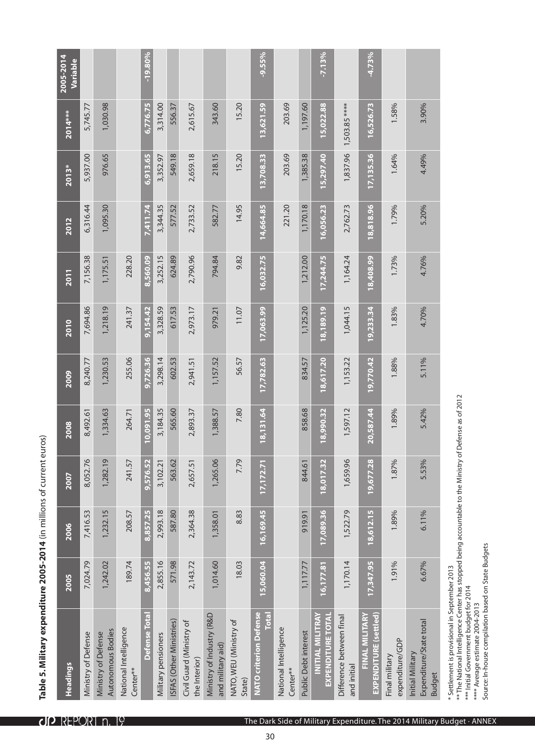**Table 5. Military expenditure 2005-2014** (in millions of current euros)

| Headings | 2005 | 2006 | 2007 | 2008 | 2009 | 2010 | 2011 | 2012 | 2013* | 2014*** | 2005-2014 Variable |
|---|---|---|---|---|---|---|---|---|---|---|---|
| Ministry of Defense | 7,024.79 | 7,416.53 | 8,052.76 | 8,492.61 | 8,240.77 | 7,694.86 | 7,156.38 | 6,316.44 | 5,937.00 | 5,745.77 | |
| Ministry of Defense Autonomous Bodies | 1,242.02 | 1,232.15 | 1,282.19 | 1,334.63 | 1,230.53 | 1,218.19 | 1,175.51 | 1,095.30 | 976.65 | 1,030.98 | |
| National Intelligence Center** | 189.74 | 208.57 | 241.57 | 264.71 | 255.06 | 241.37 | 228.20 | | | | |
| **Defense Total** | **8,456.55** | **8,857.25** | **9,576.52** | **10,091.95** | **9,726.36** | **9,154.42** | **8,560.09** | **7,411.74** | **6,913.65** | **6,776.75** | **-19.80%** |
| Military pensioners | 2,855.16 | 2,993.18 | 3,102.21 | 3,184.35 | 3,298.14 | 3,328.59 | 3,252.15 | 3,344.35 | 3,352.97 | 3,314.00 | |
| ISFAS (Other Ministries) | 571.98 | 587.80 | 563.62 | 565.60 | 602.53 | 617.53 | 624.89 | 577.52 | 549.18 | 556.37 | |
| Civil Guard (Ministry of the Interior) | 2,143.72 | 2,364.38 | 2,657.51 | 2,893.37 | 2,941.51 | 2,973.17 | 2,790.96 | 2,733.52 | 2,659.18 | 2,615.67 | |
| Ministry of Industry (R&D and military aid) | 1,014.60 | 1,358.01 | 1,265.06 | 1,388.57 | 1,157.52 | 979.21 | 794.84 | 582.77 | 218.15 | 343.60 | |
| NATO, WEU (Ministry of State) | 18.03 | 8.83 | 7.79 | 7.80 | 56.57 | 11.07 | 9.82 | 14.95 | 15.20 | 15.20 | |
| **NATO criterion Defense Total** | **15,060.04** | **16,169.45** | **17,172.71** | **18,131.64** | **17,782.63** | **17,063.99** | **16,032.75** | **14,664.85** | **13,708.33** | **13,621.59** | **-9.55%** |
| National Intelligence Center** | | | | | | | | 221.20 | 203.69 | 203.69 | |
| Public Debt interest | 1,117.77 | 919.91 | 844.61 | 858.68 | 834.57 | 1,125.20 | 1,212.00 | 1,170.18 | 1,385.38 | 1,197.60 | |
| **INITIAL MILITRAY EXPENDITURE TOTAL** | **16,177.81** | **17,089.36** | **18,017.32** | **18,990.32** | **18,617.20** | **18,189.19** | **17,244.75** | **16,056.23** | **15,297.40** | **15,022.88** | **-7.13%** |
| Difference between final and initial | 1,170.14 | 1,522.79 | 1,659.96 | 1,597.12 | 1,153.22 | 1,044.15 | 1,164.24 | 2,762.73 | 1,837.96 | 1,503.85 **** | |
| **FINAL MILITARY EXPENDITURE (settled)** | **17,347.95** | **18,612.15** | **19,677.28** | **20,587.44** | **19,770.42** | **19,233.34** | **18,408.99** | **18,818.96** | **17,135.36** | **16,526.73** | **-4.73%** |
| Final military expenditure/GDP | 1.91% | 1.89% | 1.87% | 1.89% | 1.88% | 1.83% | 1.73% | 1.79% | 1.64% | 1.58% | |
| Initial Military Expenditure/State total Budget | 6.67% | 6.11% | 5.53% | 5.42% | 5.11% | 4.70% | 4.76% | 5.20% | 4.49% | 3.90% | |

\* Settlement is provisional in September 2013
\*\* The National Intelligence Center has stopped being accountable to the Ministry of Defense as of 2012
\*\*\* Initial Government budget for 2014
\*\*\*\* Average estimate 2004-2013
Source: In-house compilation based on State Budgets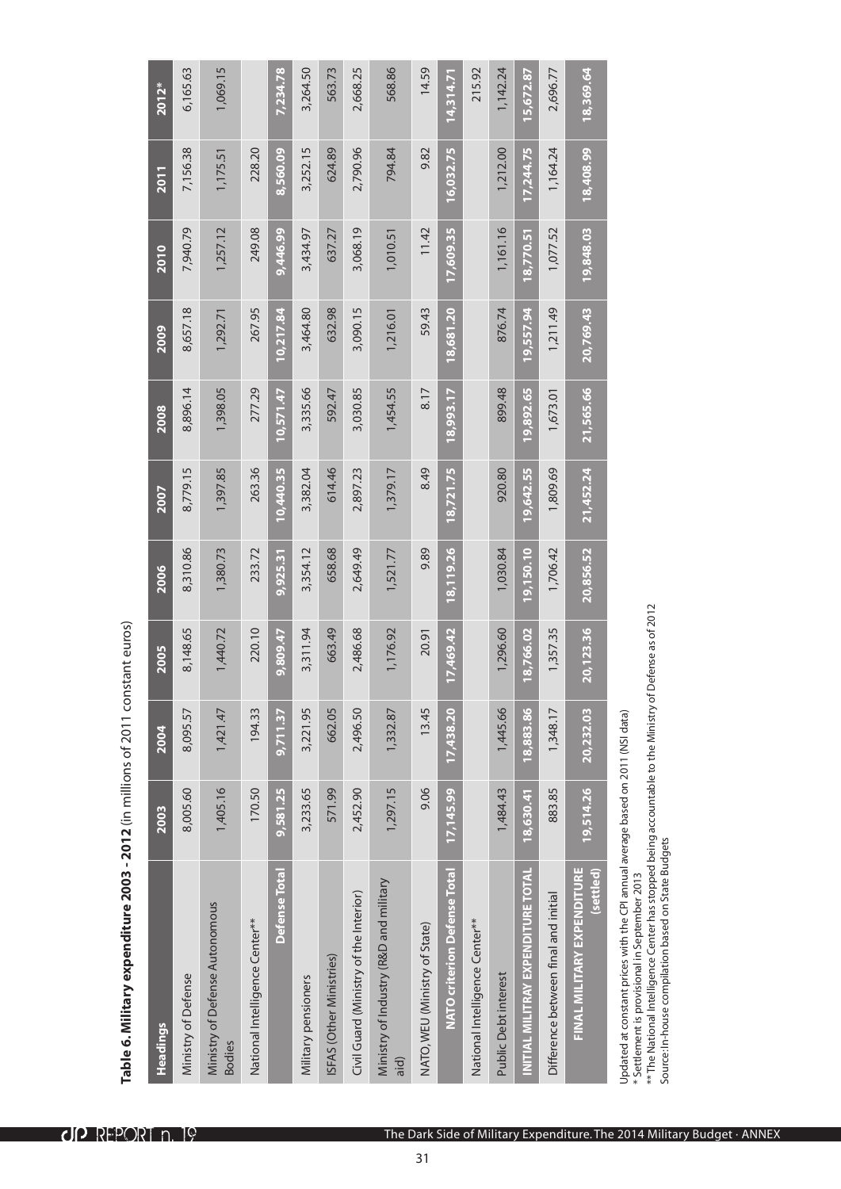**Table 6. Military expenditure 2003 - 2012** (in millions of 2011 constant euros)

| Headings | 2003 | 2004 | 2005 | 2006 | 2007 | 2008 | 2009 | 2010 | 2011 | 2012* |
|---|---|---|---|---|---|---|---|---|---|---|
| Ministry of Defense | 8,005.60 | 8,095.57 | 8,148.65 | 8,310.86 | 8,779.15 | 8,896.14 | 8,657.18 | 7,940.79 | 7,156.38 | 6,165.63 |
| Ministry of Defense Autonomous Bodies | 1,405.16 | 1,421.47 | 1,440.72 | 1,380.73 | 1,397.85 | 1,398.05 | 1,292.71 | 1,257.12 | 1,175.51 | 1,069.15 |
| National Intelligence Center** | 170.50 | 194.33 | 220.10 | 233.72 | 263.36 | 277.29 | 267.95 | 249.08 | 228.20 | |
| **Defense Total** | **9,581.25** | **9,711.37** | **9,809.47** | **9,925.31** | **10,440.35** | **10,571.47** | **10,217.84** | **9,446.99** | **8,560.09** | **7,234.78** |
| Military pensioners | 3,233.65 | 3,221.95 | 3,311.94 | 3,354.12 | 3,382.04 | 3,335.66 | 3,464.80 | 3,434.97 | 3,252.15 | 3,264.50 |
| ISFAS (Other Ministries) | 571.99 | 662.05 | 663.49 | 658.68 | 614.46 | 592.47 | 632.98 | 637.27 | 624.89 | 563.73 |
| Civil Guard (Ministry of the Interior) | 2,452.90 | 2,496.50 | 2,486.68 | 2,649.49 | 2,897.23 | 3,030.85 | 3,090.15 | 3,068.19 | 2,790.96 | 2,668.25 |
| Ministry of Industry (R&D and military aid) | 1,297.15 | 1,332.87 | 1,176.92 | 1,521.77 | 1,379.17 | 1,454.55 | 1,216.01 | 1,010.51 | 794.84 | 568.86 |
| NATO, WEU (Ministry of State) | 9.06 | 13.45 | 20.91 | 9.89 | 8.49 | 8.17 | 59.43 | 11.42 | 9.82 | 14.59 |
| **NATO criterion Defense Total** | **17,145.99** | **17,438.20** | **17,469.42** | **18,119.26** | **18,721.75** | **18,993.17** | **18,681.20** | **17,609.35** | **16,032.75** | **14,314.71** |
| National Intelligence Center** | | | | | | | | | | 215.92 |
| Public Debt interest | 1,484.43 | 1,445.66 | 1,296.60 | 1,030.84 | 920.80 | 899.48 | 876.74 | 1,161.16 | 1,212.00 | 1,142.24 |
| **INITIAL MILITRAY EXPENDITURE TOTAL** | **18,630.41** | **18,883.86** | **18,766.02** | **19,150.10** | **19,642.55** | **19,892.65** | **19,557.94** | **18,770.51** | **17,244.75** | **15,672.87** |
| Difference between final and initial | 883.85 | 1,348.17 | 1,357.35 | 1,706.42 | 1,809.69 | 1,673.01 | 1,211.49 | 1,077.52 | 1,164.24 | 2,696.77 |
| **FINAL MILITARY EXPENDITURE (settled)** | **19,514.26** | **20,232.03** | **20,123.36** | **20,856.52** | **21,452.24** | **21,565.66** | **20,769.43** | **19,848.03** | **18,408.99** | **18,369.64** |

Updated at constant prices with the CPI annual average based on 2011 (NSI data)
\* Settlement is provisional in September 2013
\*\* The National Intelligence Center has stopped being accountable to the Ministry of Defense as of 2012
Source: In-house compilation based on State Budgets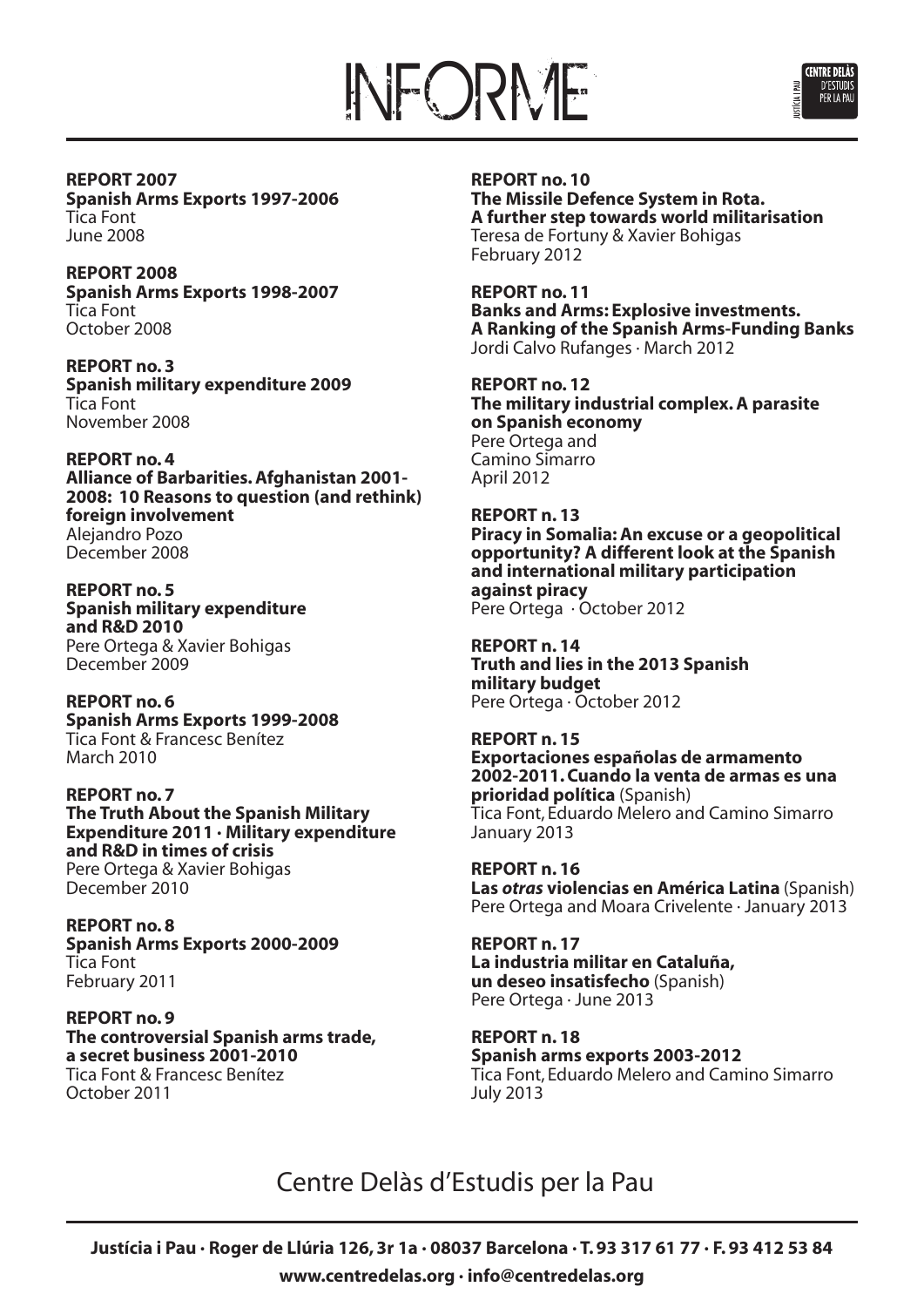# INFORME

JUSTÍCIA I PAU · CENTRE DELÀS D'ESTUDIS PER LA PAU

**REPORT 2007**
**Spanish Arms Exports 1997-2006**
Tica Font
June 2008

**REPORT 2008**
**Spanish Arms Exports 1998-2007**
Tica Font
October 2008

**REPORT no. 3**
**Spanish military expenditure 2009**
Tica Font
November 2008

**REPORT no. 4**
**Alliance of Barbarities. Afghanistan 2001-2008: 10 Reasons to question (and rethink) foreign involvement**
Alejandro Pozo
December 2008

**REPORT no. 5**
**Spanish military expenditure and R&D 2010**
Pere Ortega & Xavier Bohigas
December 2009

**REPORT no. 6**
**Spanish Arms Exports 1999-2008**
Tica Font & Francesc Benítez
March 2010

**REPORT no. 7**
**The Truth About the Spanish Military Expenditure 2011 · Military expenditure and R&D in times of crisis**
Pere Ortega & Xavier Bohigas
December 2010

**REPORT no. 8**
**Spanish Arms Exports 2000-2009**
Tica Font
February 2011

**REPORT no. 9**
**The controversial Spanish arms trade, a secret business 2001-2010**
Tica Font & Francesc Benítez
October 2011

**REPORT no. 10**
**The Missile Defence System in Rota. A further step towards world militarisation**
Teresa de Fortuny & Xavier Bohigas
February 2012

**REPORT no. 11**
**Banks and Arms: Explosive investments. A Ranking of the Spanish Arms-Funding Banks**
Jordi Calvo Rufanges · March 2012

**REPORT no. 12**
**The military industrial complex. A parasite on Spanish economy**
Pere Ortega and
Camino Simarro
April 2012

**REPORT n. 13**
**Piracy in Somalia: An excuse or a geopolitical opportunity? A different look at the Spanish and international military participation against piracy**
Pere Ortega · October 2012

**REPORT n. 14**
**Truth and lies in the 2013 Spanish military budget**
Pere Ortega · October 2012

**REPORT n. 15**
**Exportaciones españolas de armamento 2002-2011. Cuando la venta de armas es una prioridad política** (Spanish)
Tica Font, Eduardo Melero and Camino Simarro
January 2013

**REPORT n. 16**
**Las *otras* violencias en América Latina** (Spanish)
Pere Ortega and Moara Crivelente · January 2013

**REPORT n. 17**
**La industria militar en Cataluña, un deseo insatisfecho** (Spanish)
Pere Ortega · June 2013

**REPORT n. 18**
**Spanish arms exports 2003-2012**
Tica Font, Eduardo Melero and Camino Simarro
July 2013

Centre Delàs d'Estudis per la Pau

**Justícia i Pau · Roger de Llúria 126, 3r 1a · 08037 Barcelona · T. 93 317 61 77 · F. 93 412 53 84**
**www.centredelas.org · info@centredelas.org**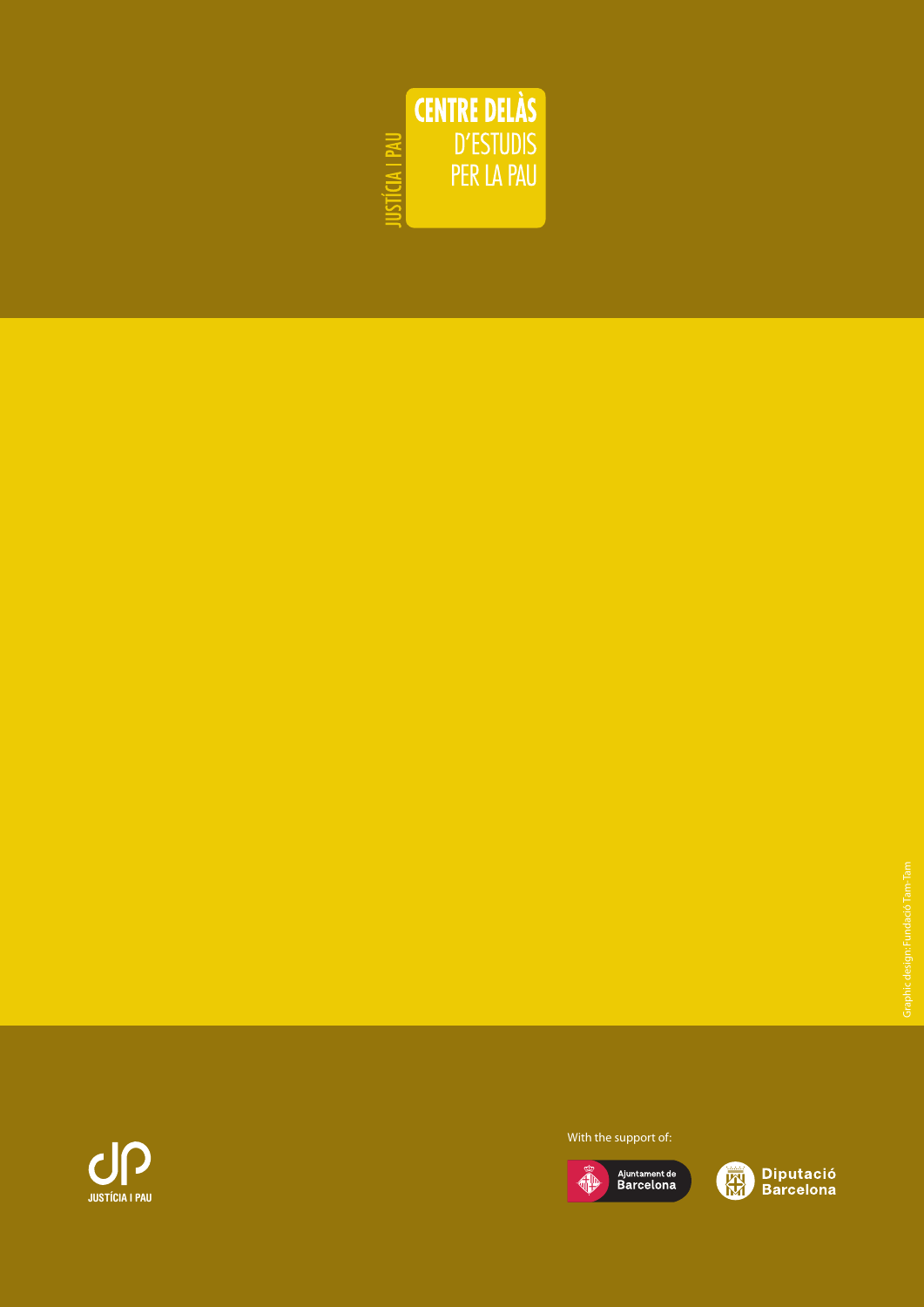CENTRE DELÀS D'ESTUDIS PER LA PAU

JUSTÍCIA I PAU

Graphic design: Fundació Tam-Tam

JUSTÍCIA I PAU

With the support of:

Ajuntament de Barcelona

Diputació Barcelona